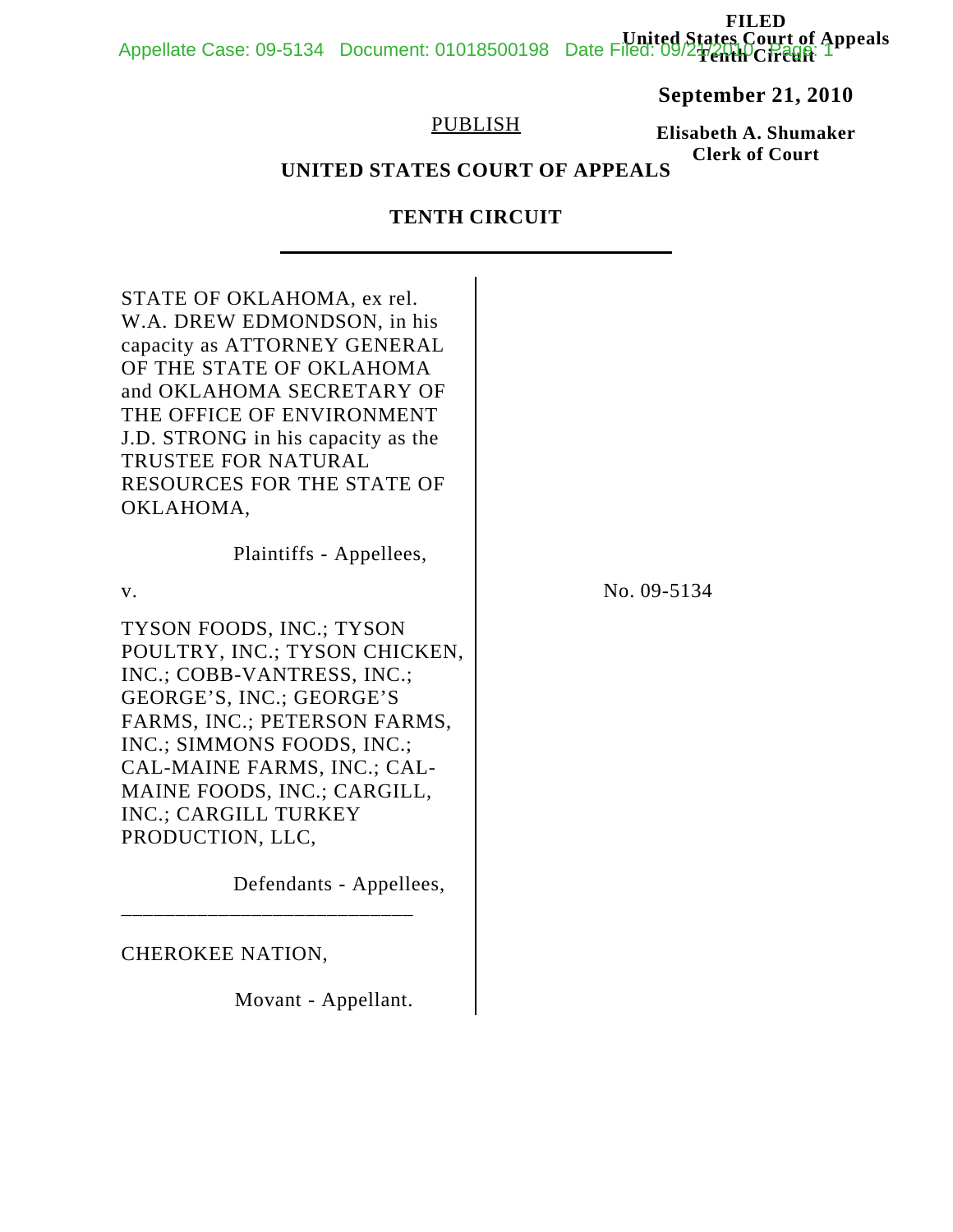**FILED**
**United States Court of Appeals**
**Tenth Circuit**

**September 21, 2010**

**Elisabeth A. Shumaker**
**Clerk of Court**

PUBLISH

**UNITED STATES COURT OF APPEALS**

**TENTH CIRCUIT**

---

STATE OF OKLAHOMA, ex rel. W.A. DREW EDMONDSON, in his capacity as ATTORNEY GENERAL OF THE STATE OF OKLAHOMA and OKLAHOMA SECRETARY OF THE OFFICE OF ENVIRONMENT J.D. STRONG in his capacity as the TRUSTEE FOR NATURAL RESOURCES FOR THE STATE OF OKLAHOMA,

Plaintiffs - Appellees,

v.

No. 09-5134

TYSON FOODS, INC.; TYSON POULTRY, INC.; TYSON CHICKEN, INC.; COBB-VANTRESS, INC.; GEORGE'S, INC.; GEORGE'S FARMS, INC.; PETERSON FARMS, INC.; SIMMONS FOODS, INC.; CAL-MAINE FARMS, INC.; CAL-MAINE FOODS, INC.; CARGILL, INC.; CARGILL TURKEY PRODUCTION, LLC,

Defendants - Appellees,

---

CHEROKEE NATION,

Movant - Appellant.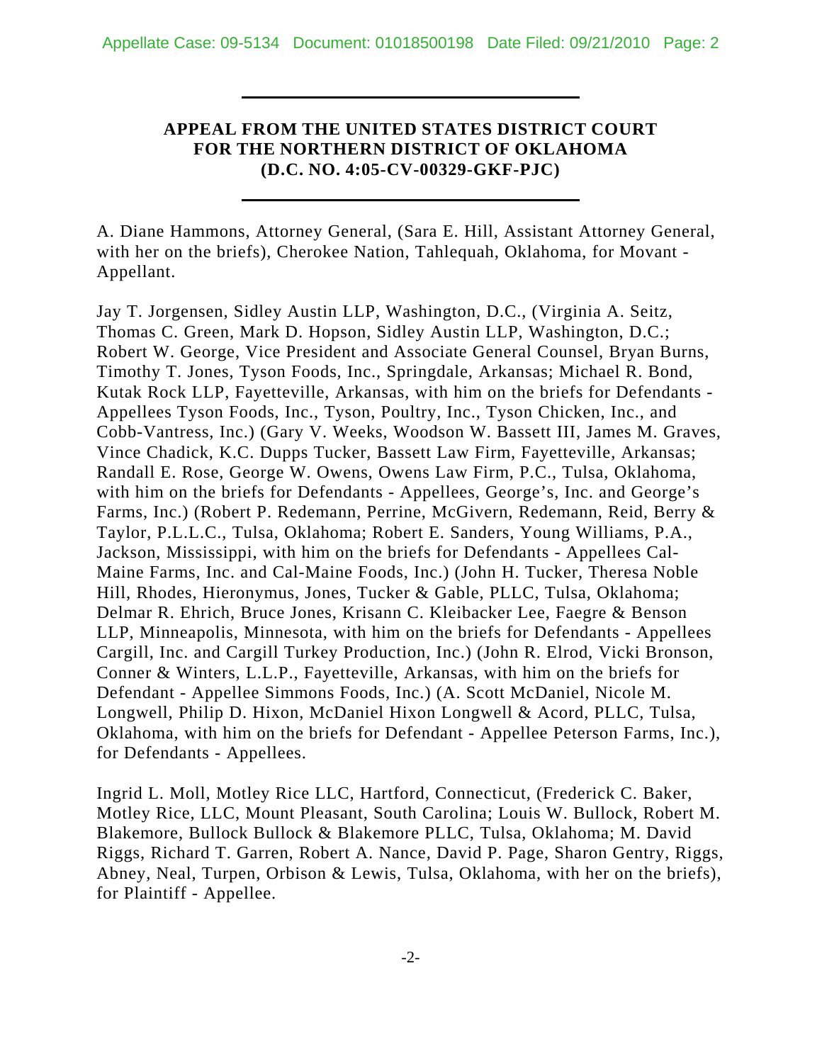---

**APPEAL FROM THE UNITED STATES DISTRICT COURT FOR THE NORTHERN DISTRICT OF OKLAHOMA (D.C. NO. 4:05-CV-00329-GKF-PJC)**

---

A. Diane Hammons, Attorney General, (Sara E. Hill, Assistant Attorney General, with her on the briefs), Cherokee Nation, Tahlequah, Oklahoma, for Movant - Appellant.

Jay T. Jorgensen, Sidley Austin LLP, Washington, D.C., (Virginia A. Seitz, Thomas C. Green, Mark D. Hopson, Sidley Austin LLP, Washington, D.C.; Robert W. George, Vice President and Associate General Counsel, Bryan Burns, Timothy T. Jones, Tyson Foods, Inc., Springdale, Arkansas; Michael R. Bond, Kutak Rock LLP, Fayetteville, Arkansas, with him on the briefs for Defendants - Appellees Tyson Foods, Inc., Tyson, Poultry, Inc., Tyson Chicken, Inc., and Cobb-Vantress, Inc.) (Gary V. Weeks, Woodson W. Bassett III, James M. Graves, Vince Chadick, K.C. Dupps Tucker, Bassett Law Firm, Fayetteville, Arkansas; Randall E. Rose, George W. Owens, Owens Law Firm, P.C., Tulsa, Oklahoma, with him on the briefs for Defendants - Appellees, George's, Inc. and George's Farms, Inc.) (Robert P. Redemann, Perrine, McGivern, Redemann, Reid, Berry & Taylor, P.L.L.C., Tulsa, Oklahoma; Robert E. Sanders, Young Williams, P.A., Jackson, Mississippi, with him on the briefs for Defendants - Appellees Cal-Maine Farms, Inc. and Cal-Maine Foods, Inc.) (John H. Tucker, Theresa Noble Hill, Rhodes, Hieronymus, Jones, Tucker & Gable, PLLC, Tulsa, Oklahoma; Delmar R. Ehrich, Bruce Jones, Krisann C. Kleibacker Lee, Faegre & Benson LLP, Minneapolis, Minnesota, with him on the briefs for Defendants - Appellees Cargill, Inc. and Cargill Turkey Production, Inc.) (John R. Elrod, Vicki Bronson, Conner & Winters, L.L.P., Fayetteville, Arkansas, with him on the briefs for Defendant - Appellee Simmons Foods, Inc.) (A. Scott McDaniel, Nicole M. Longwell, Philip D. Hixon, McDaniel Hixon Longwell & Acord, PLLC, Tulsa, Oklahoma, with him on the briefs for Defendant - Appellee Peterson Farms, Inc.), for Defendants - Appellees.

Ingrid L. Moll, Motley Rice LLC, Hartford, Connecticut, (Frederick C. Baker, Motley Rice, LLC, Mount Pleasant, South Carolina; Louis W. Bullock, Robert M. Blakemore, Bullock Bullock & Blakemore PLLC, Tulsa, Oklahoma; M. David Riggs, Richard T. Garren, Robert A. Nance, David P. Page, Sharon Gentry, Riggs, Abney, Neal, Turpen, Orbison & Lewis, Tulsa, Oklahoma, with her on the briefs), for Plaintiff - Appellee.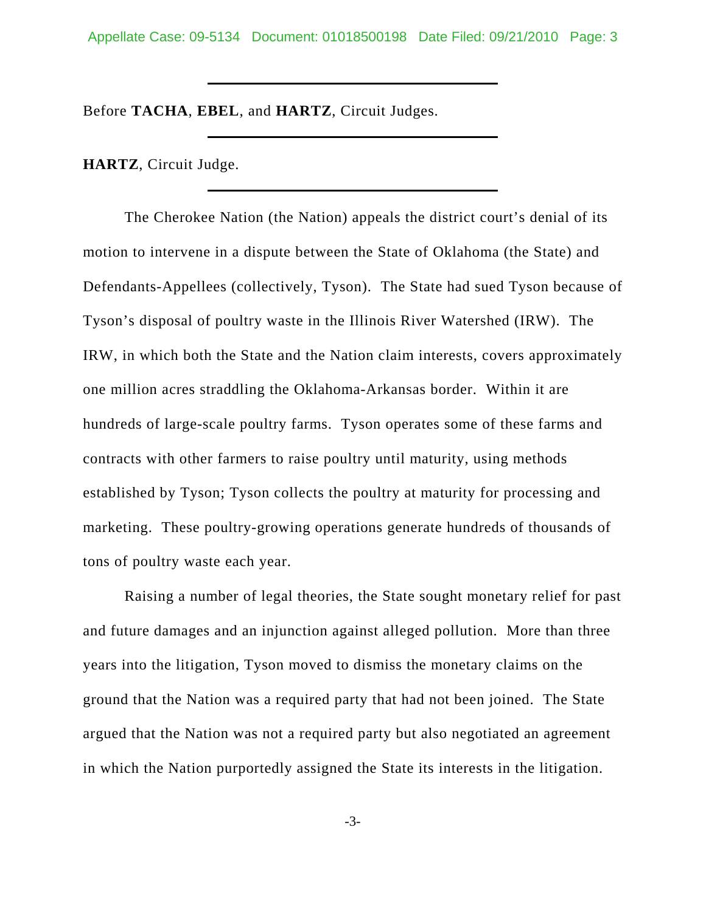Before **TACHA**, **EBEL**, and **HARTZ**, Circuit Judges.

**HARTZ**, Circuit Judge.

The Cherokee Nation (the Nation) appeals the district court's denial of its motion to intervene in a dispute between the State of Oklahoma (the State) and Defendants-Appellees (collectively, Tyson). The State had sued Tyson because of Tyson's disposal of poultry waste in the Illinois River Watershed (IRW). The IRW, in which both the State and the Nation claim interests, covers approximately one million acres straddling the Oklahoma-Arkansas border. Within it are hundreds of large-scale poultry farms. Tyson operates some of these farms and contracts with other farmers to raise poultry until maturity, using methods established by Tyson; Tyson collects the poultry at maturity for processing and marketing. These poultry-growing operations generate hundreds of thousands of tons of poultry waste each year.

Raising a number of legal theories, the State sought monetary relief for past and future damages and an injunction against alleged pollution. More than three years into the litigation, Tyson moved to dismiss the monetary claims on the ground that the Nation was a required party that had not been joined. The State argued that the Nation was not a required party but also negotiated an agreement in which the Nation purportedly assigned the State its interests in the litigation.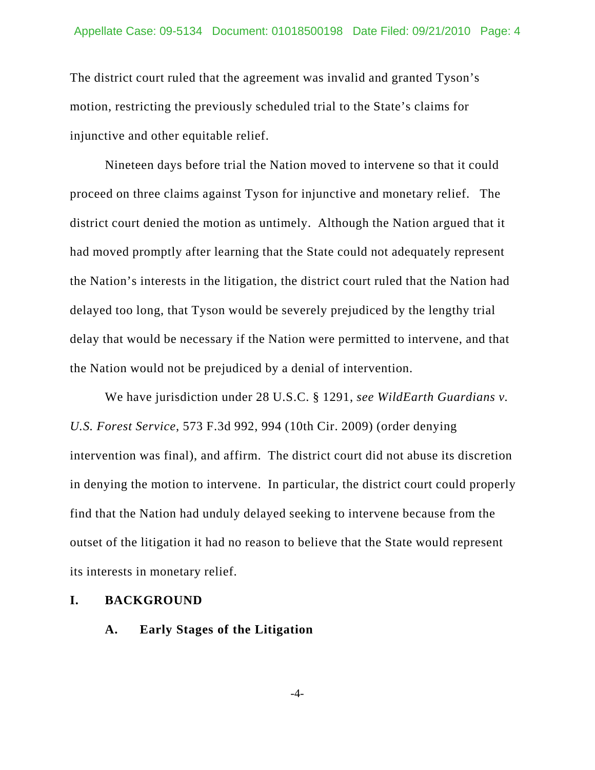The district court ruled that the agreement was invalid and granted Tyson's motion, restricting the previously scheduled trial to the State's claims for injunctive and other equitable relief.

Nineteen days before trial the Nation moved to intervene so that it could proceed on three claims against Tyson for injunctive and monetary relief. The district court denied the motion as untimely. Although the Nation argued that it had moved promptly after learning that the State could not adequately represent the Nation's interests in the litigation, the district court ruled that the Nation had delayed too long, that Tyson would be severely prejudiced by the lengthy trial delay that would be necessary if the Nation were permitted to intervene, and that the Nation would not be prejudiced by a denial of intervention.

We have jurisdiction under 28 U.S.C. § 1291, *see WildEarth Guardians v. U.S. Forest Service*, 573 F.3d 992, 994 (10th Cir. 2009) (order denying intervention was final), and affirm. The district court did not abuse its discretion in denying the motion to intervene. In particular, the district court could properly find that the Nation had unduly delayed seeking to intervene because from the outset of the litigation it had no reason to believe that the State would represent its interests in monetary relief.

## I. BACKGROUND

### A. Early Stages of the Litigation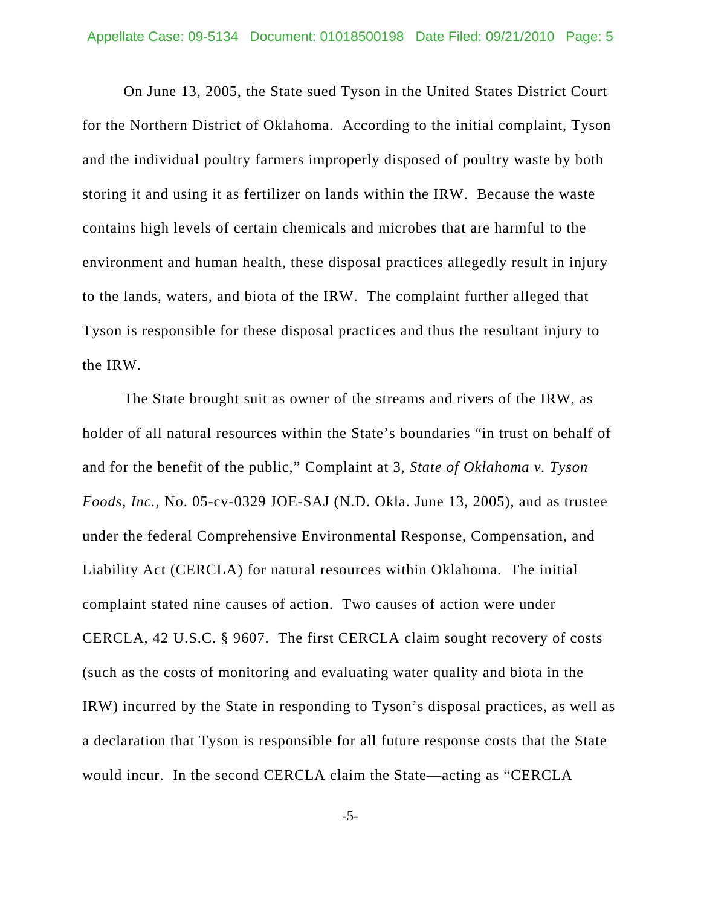On June 13, 2005, the State sued Tyson in the United States District Court for the Northern District of Oklahoma. According to the initial complaint, Tyson and the individual poultry farmers improperly disposed of poultry waste by both storing it and using it as fertilizer on lands within the IRW. Because the waste contains high levels of certain chemicals and microbes that are harmful to the environment and human health, these disposal practices allegedly result in injury to the lands, waters, and biota of the IRW. The complaint further alleged that Tyson is responsible for these disposal practices and thus the resultant injury to the IRW.

The State brought suit as owner of the streams and rivers of the IRW, as holder of all natural resources within the State's boundaries "in trust on behalf of and for the benefit of the public," Complaint at 3, *State of Oklahoma v. Tyson Foods, Inc.*, No. 05-cv-0329 JOE-SAJ (N.D. Okla. June 13, 2005), and as trustee under the federal Comprehensive Environmental Response, Compensation, and Liability Act (CERCLA) for natural resources within Oklahoma. The initial complaint stated nine causes of action. Two causes of action were under CERCLA, 42 U.S.C. § 9607. The first CERCLA claim sought recovery of costs (such as the costs of monitoring and evaluating water quality and biota in the IRW) incurred by the State in responding to Tyson's disposal practices, as well as a declaration that Tyson is responsible for all future response costs that the State would incur. In the second CERCLA claim the State—acting as "CERCLA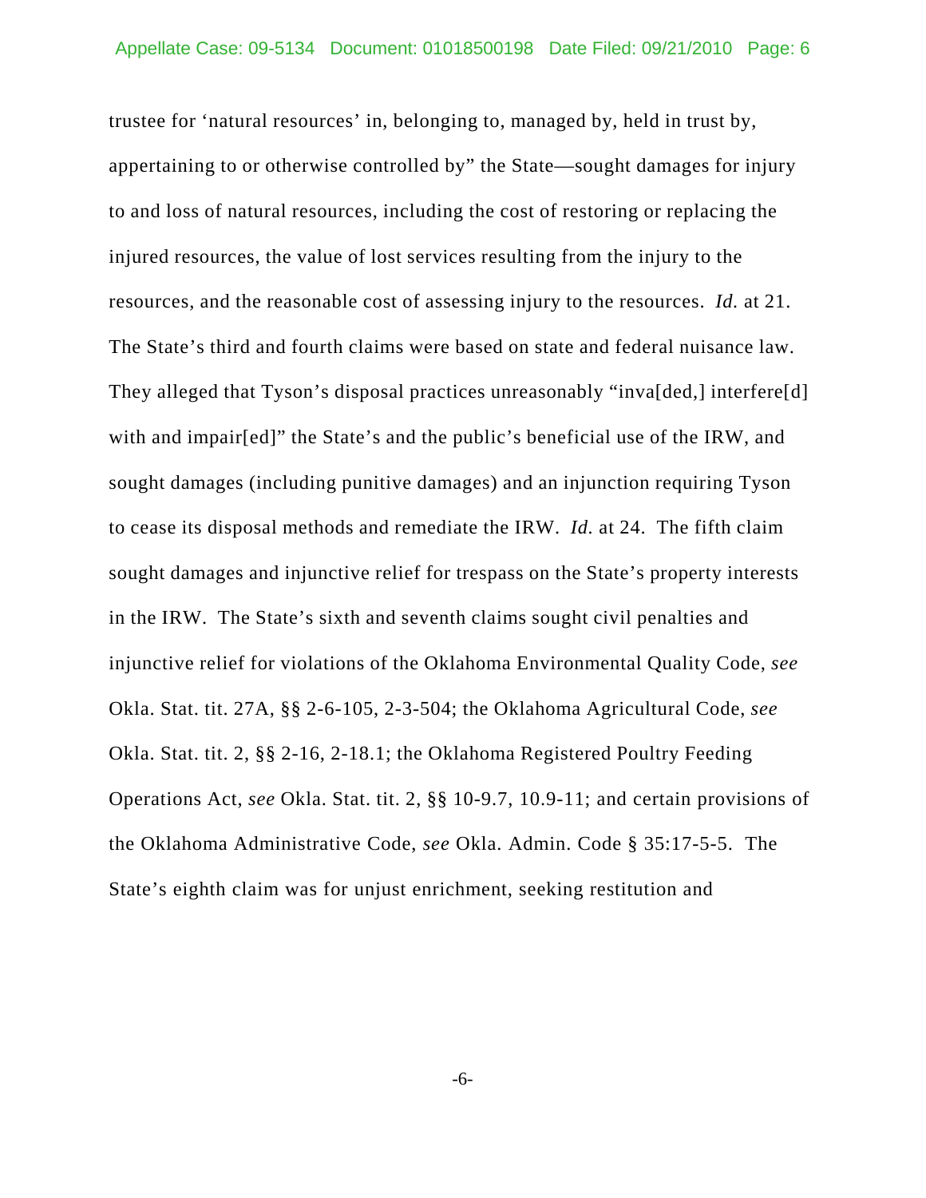trustee for 'natural resources' in, belonging to, managed by, held in trust by, appertaining to or otherwise controlled by" the State—sought damages for injury to and loss of natural resources, including the cost of restoring or replacing the injured resources, the value of lost services resulting from the injury to the resources, and the reasonable cost of assessing injury to the resources. *Id.* at 21. The State's third and fourth claims were based on state and federal nuisance law. They alleged that Tyson's disposal practices unreasonably "inva[ded,] interfere[d] with and impair[ed]" the State's and the public's beneficial use of the IRW, and sought damages (including punitive damages) and an injunction requiring Tyson to cease its disposal methods and remediate the IRW. *Id.* at 24. The fifth claim sought damages and injunctive relief for trespass on the State's property interests in the IRW. The State's sixth and seventh claims sought civil penalties and injunctive relief for violations of the Oklahoma Environmental Quality Code, *see* Okla. Stat. tit. 27A, §§ 2-6-105, 2-3-504; the Oklahoma Agricultural Code, *see* Okla. Stat. tit. 2, §§ 2-16, 2-18.1; the Oklahoma Registered Poultry Feeding Operations Act, *see* Okla. Stat. tit. 2, §§ 10-9.7, 10.9-11; and certain provisions of the Oklahoma Administrative Code, *see* Okla. Admin. Code § 35:17-5-5. The State's eighth claim was for unjust enrichment, seeking restitution and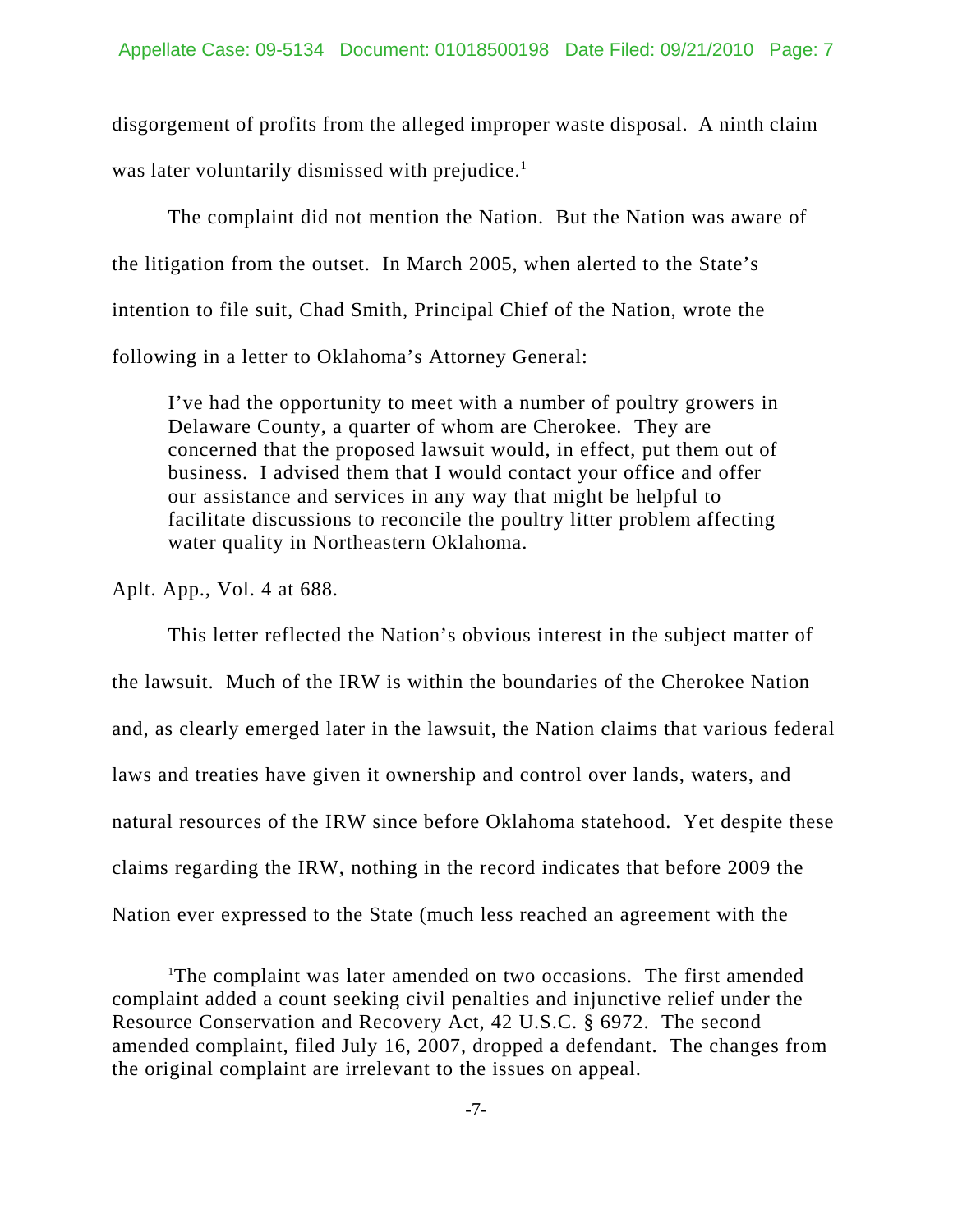disgorgement of profits from the alleged improper waste disposal. A ninth claim was later voluntarily dismissed with prejudice.[1]

The complaint did not mention the Nation. But the Nation was aware of the litigation from the outset. In March 2005, when alerted to the State's intention to file suit, Chad Smith, Principal Chief of the Nation, wrote the following in a letter to Oklahoma's Attorney General:

> I've had the opportunity to meet with a number of poultry growers in Delaware County, a quarter of whom are Cherokee. They are concerned that the proposed lawsuit would, in effect, put them out of business. I advised them that I would contact your office and offer our assistance and services in any way that might be helpful to facilitate discussions to reconcile the poultry litter problem affecting water quality in Northeastern Oklahoma.

Aplt. App., Vol. 4 at 688.

This letter reflected the Nation's obvious interest in the subject matter of the lawsuit. Much of the IRW is within the boundaries of the Cherokee Nation and, as clearly emerged later in the lawsuit, the Nation claims that various federal laws and treaties have given it ownership and control over lands, waters, and natural resources of the IRW since before Oklahoma statehood. Yet despite these claims regarding the IRW, nothing in the record indicates that before 2009 the Nation ever expressed to the State (much less reached an agreement with the

---

[1] The complaint was later amended on two occasions. The first amended complaint added a count seeking civil penalties and injunctive relief under the Resource Conservation and Recovery Act, 42 U.S.C. § 6972. The second amended complaint, filed July 16, 2007, dropped a defendant. The changes from the original complaint are irrelevant to the issues on appeal.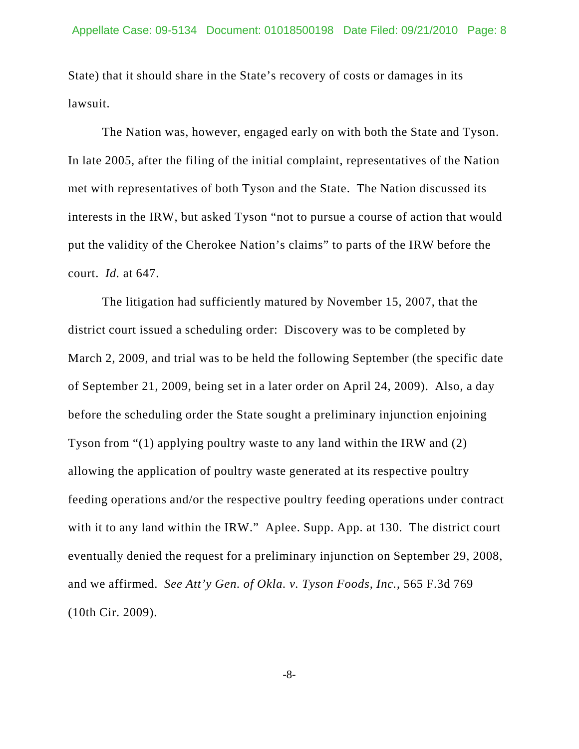State) that it should share in the State's recovery of costs or damages in its lawsuit.

The Nation was, however, engaged early on with both the State and Tyson. In late 2005, after the filing of the initial complaint, representatives of the Nation met with representatives of both Tyson and the State. The Nation discussed its interests in the IRW, but asked Tyson "not to pursue a course of action that would put the validity of the Cherokee Nation's claims" to parts of the IRW before the court. *Id.* at 647.

The litigation had sufficiently matured by November 15, 2007, that the district court issued a scheduling order: Discovery was to be completed by March 2, 2009, and trial was to be held the following September (the specific date of September 21, 2009, being set in a later order on April 24, 2009). Also, a day before the scheduling order the State sought a preliminary injunction enjoining Tyson from "(1) applying poultry waste to any land within the IRW and (2) allowing the application of poultry waste generated at its respective poultry feeding operations and/or the respective poultry feeding operations under contract with it to any land within the IRW." Aplee. Supp. App. at 130. The district court eventually denied the request for a preliminary injunction on September 29, 2008, and we affirmed. *See Att'y Gen. of Okla. v. Tyson Foods, Inc.*, 565 F.3d 769 (10th Cir. 2009).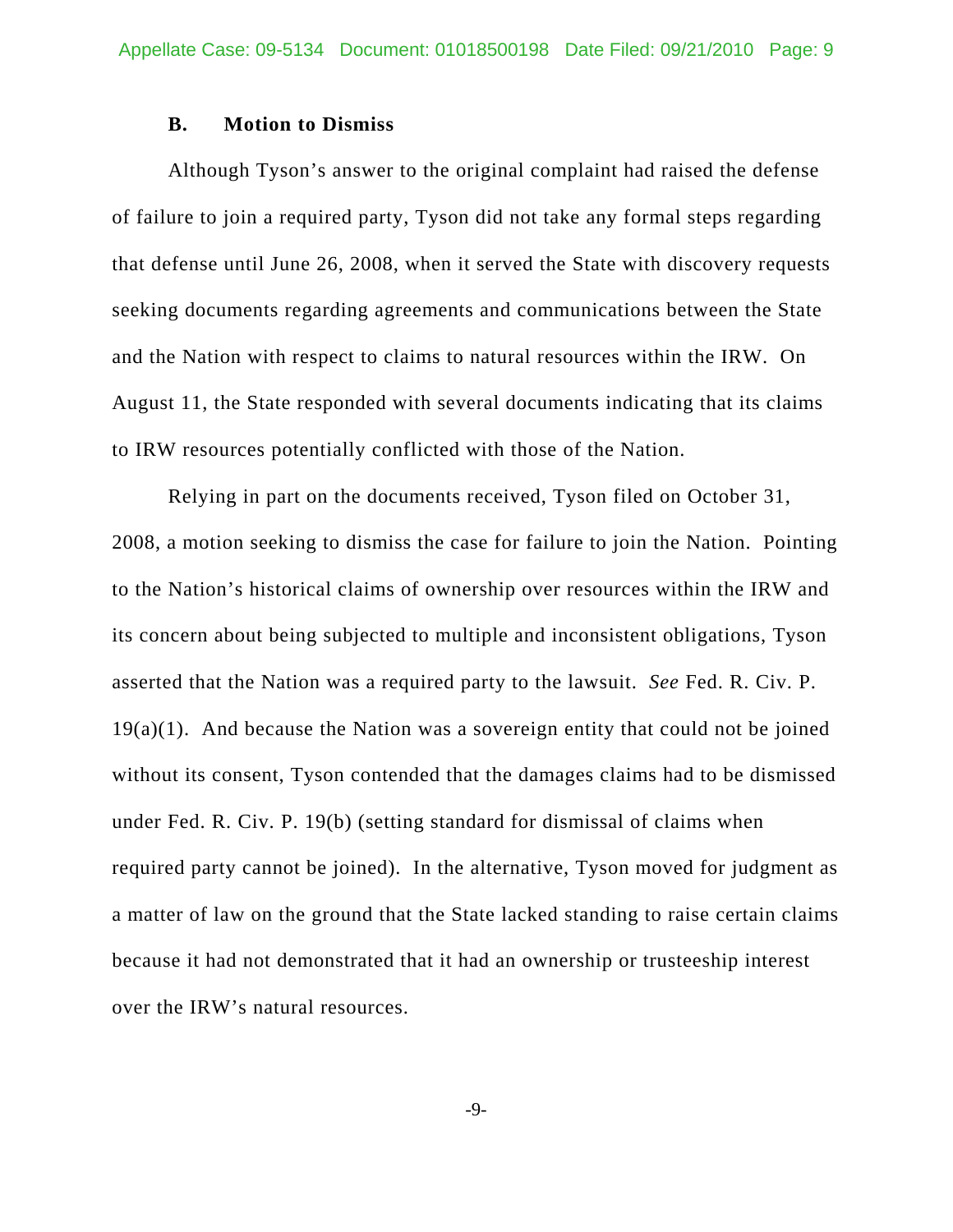### B. Motion to Dismiss

Although Tyson's answer to the original complaint had raised the defense of failure to join a required party, Tyson did not take any formal steps regarding that defense until June 26, 2008, when it served the State with discovery requests seeking documents regarding agreements and communications between the State and the Nation with respect to claims to natural resources within the IRW. On August 11, the State responded with several documents indicating that its claims to IRW resources potentially conflicted with those of the Nation.

Relying in part on the documents received, Tyson filed on October 31, 2008, a motion seeking to dismiss the case for failure to join the Nation. Pointing to the Nation's historical claims of ownership over resources within the IRW and its concern about being subjected to multiple and inconsistent obligations, Tyson asserted that the Nation was a required party to the lawsuit. *See* Fed. R. Civ. P. 19(a)(1). And because the Nation was a sovereign entity that could not be joined without its consent, Tyson contended that the damages claims had to be dismissed under Fed. R. Civ. P. 19(b) (setting standard for dismissal of claims when required party cannot be joined). In the alternative, Tyson moved for judgment as a matter of law on the ground that the State lacked standing to raise certain claims because it had not demonstrated that it had an ownership or trusteeship interest over the IRW's natural resources.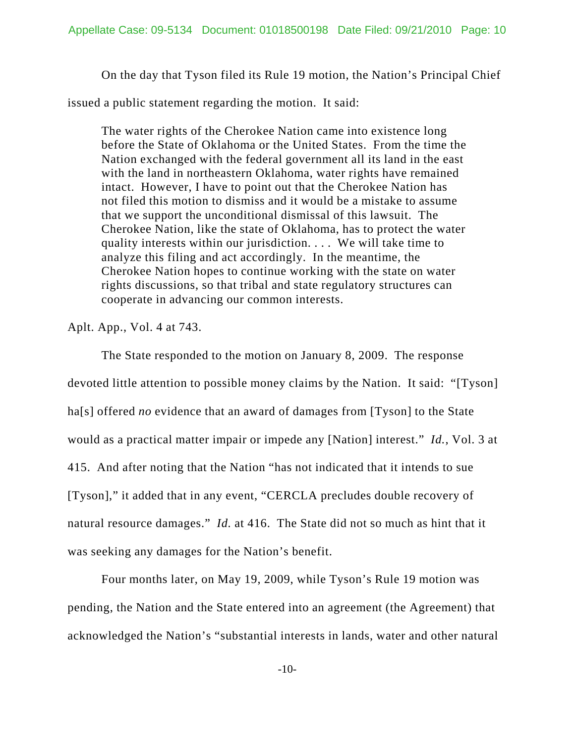On the day that Tyson filed its Rule 19 motion, the Nation's Principal Chief issued a public statement regarding the motion. It said:

> The water rights of the Cherokee Nation came into existence long before the State of Oklahoma or the United States. From the time the Nation exchanged with the federal government all its land in the east with the land in northeastern Oklahoma, water rights have remained intact. However, I have to point out that the Cherokee Nation has not filed this motion to dismiss and it would be a mistake to assume that we support the unconditional dismissal of this lawsuit. The Cherokee Nation, like the state of Oklahoma, has to protect the water quality interests within our jurisdiction. . . . We will take time to analyze this filing and act accordingly. In the meantime, the Cherokee Nation hopes to continue working with the state on water rights discussions, so that tribal and state regulatory structures can cooperate in advancing our common interests.

Aplt. App., Vol. 4 at 743.

The State responded to the motion on January 8, 2009. The response devoted little attention to possible money claims by the Nation. It said: "[Tyson] ha[s] offered *no* evidence that an award of damages from [Tyson] to the State would as a practical matter impair or impede any [Nation] interest." *Id.*, Vol. 3 at 415. And after noting that the Nation "has not indicated that it intends to sue [Tyson]," it added that in any event, "CERCLA precludes double recovery of natural resource damages." *Id.* at 416. The State did not so much as hint that it was seeking any damages for the Nation's benefit.

Four months later, on May 19, 2009, while Tyson's Rule 19 motion was pending, the Nation and the State entered into an agreement (the Agreement) that acknowledged the Nation's "substantial interests in lands, water and other natural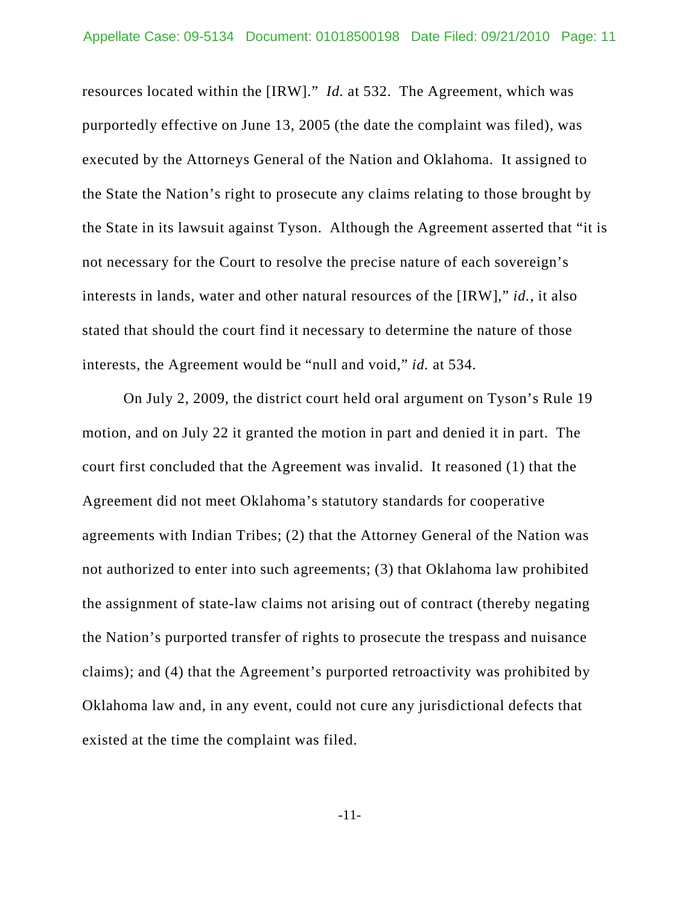resources located within the [IRW]." *Id.* at 532. The Agreement, which was purportedly effective on June 13, 2005 (the date the complaint was filed), was executed by the Attorneys General of the Nation and Oklahoma. It assigned to the State the Nation's right to prosecute any claims relating to those brought by the State in its lawsuit against Tyson. Although the Agreement asserted that "it is not necessary for the Court to resolve the precise nature of each sovereign's interests in lands, water and other natural resources of the [IRW]," *id.*, it also stated that should the court find it necessary to determine the nature of those interests, the Agreement would be "null and void," *id.* at 534.

On July 2, 2009, the district court held oral argument on Tyson's Rule 19 motion, and on July 22 it granted the motion in part and denied it in part. The court first concluded that the Agreement was invalid. It reasoned (1) that the Agreement did not meet Oklahoma's statutory standards for cooperative agreements with Indian Tribes; (2) that the Attorney General of the Nation was not authorized to enter into such agreements; (3) that Oklahoma law prohibited the assignment of state-law claims not arising out of contract (thereby negating the Nation's purported transfer of rights to prosecute the trespass and nuisance claims); and (4) that the Agreement's purported retroactivity was prohibited by Oklahoma law and, in any event, could not cure any jurisdictional defects that existed at the time the complaint was filed.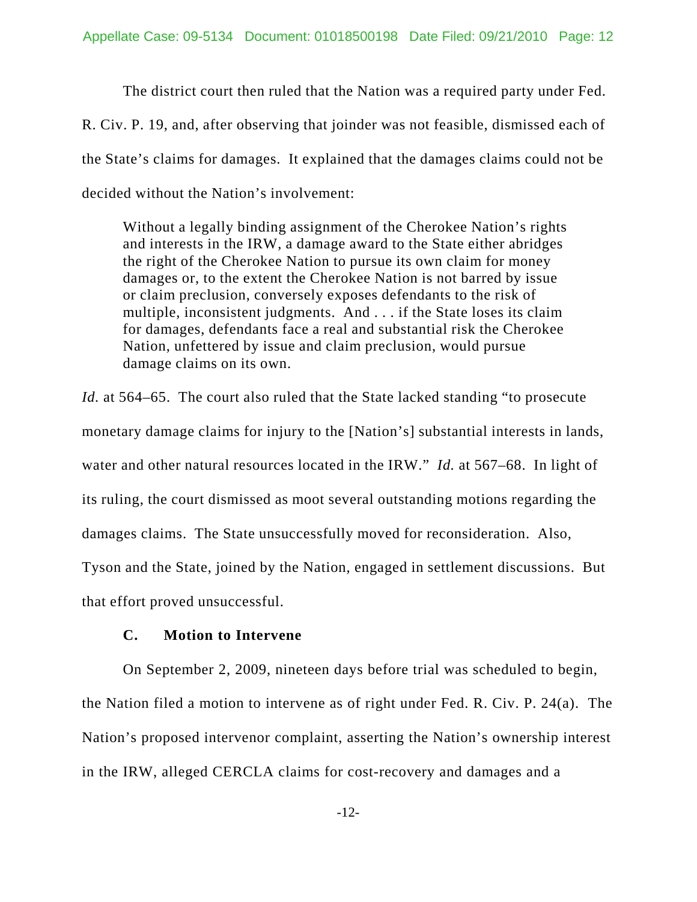The district court then ruled that the Nation was a required party under Fed. R. Civ. P. 19, and, after observing that joinder was not feasible, dismissed each of the State's claims for damages. It explained that the damages claims could not be decided without the Nation's involvement:

> Without a legally binding assignment of the Cherokee Nation's rights and interests in the IRW, a damage award to the State either abridges the right of the Cherokee Nation to pursue its own claim for money damages or, to the extent the Cherokee Nation is not barred by issue or claim preclusion, conversely exposes defendants to the risk of multiple, inconsistent judgments. And . . . if the State loses its claim for damages, defendants face a real and substantial risk the Cherokee Nation, unfettered by issue and claim preclusion, would pursue damage claims on its own.

*Id.* at 564–65. The court also ruled that the State lacked standing "to prosecute monetary damage claims for injury to the [Nation's] substantial interests in lands, water and other natural resources located in the IRW." *Id.* at 567–68. In light of its ruling, the court dismissed as moot several outstanding motions regarding the damages claims. The State unsuccessfully moved for reconsideration. Also, Tyson and the State, joined by the Nation, engaged in settlement discussions. But that effort proved unsuccessful.

### C. Motion to Intervene

On September 2, 2009, nineteen days before trial was scheduled to begin, the Nation filed a motion to intervene as of right under Fed. R. Civ. P. 24(a). The Nation's proposed intervenor complaint, asserting the Nation's ownership interest in the IRW, alleged CERCLA claims for cost-recovery and damages and a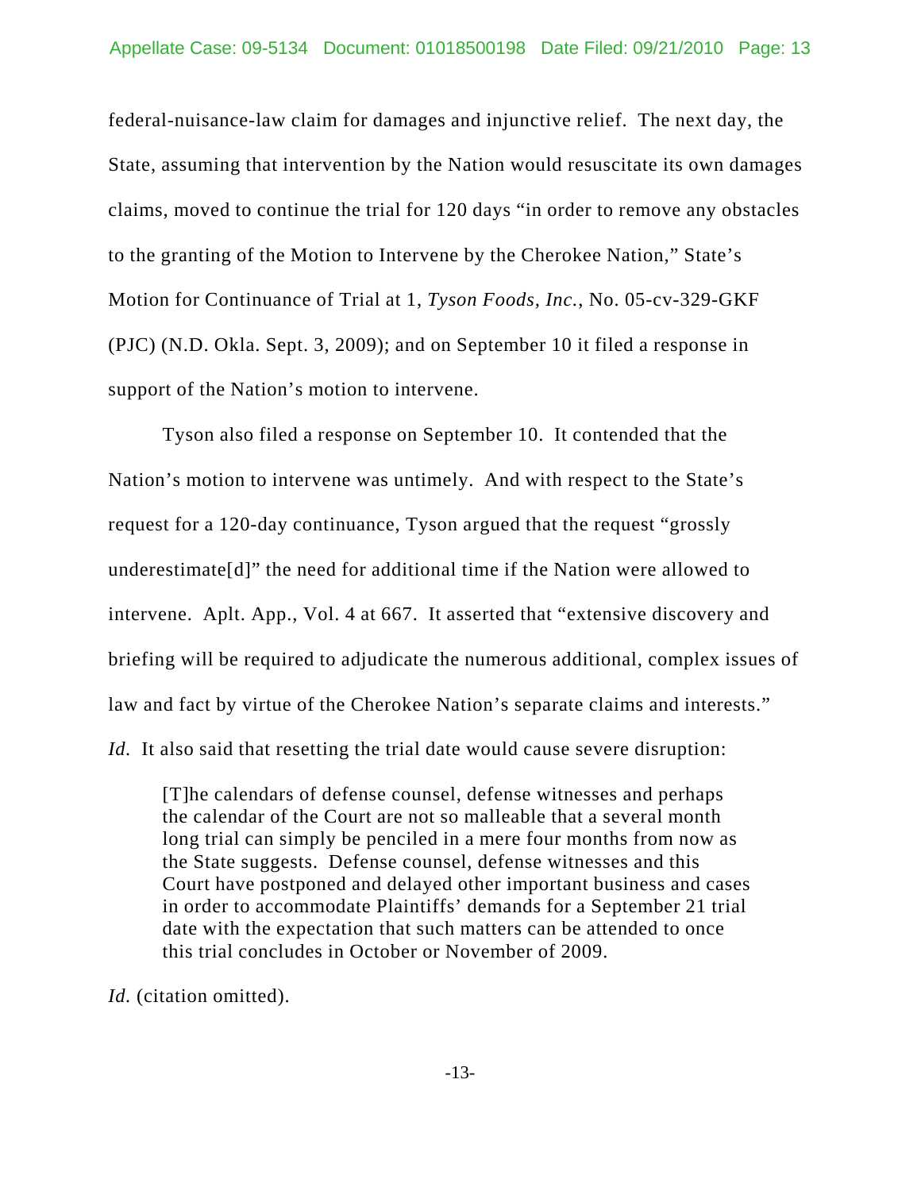federal-nuisance-law claim for damages and injunctive relief. The next day, the State, assuming that intervention by the Nation would resuscitate its own damages claims, moved to continue the trial for 120 days "in order to remove any obstacles to the granting of the Motion to Intervene by the Cherokee Nation," State's Motion for Continuance of Trial at 1, *Tyson Foods, Inc.*, No. 05-cv-329-GKF (PJC) (N.D. Okla. Sept. 3, 2009); and on September 10 it filed a response in support of the Nation's motion to intervene.

Tyson also filed a response on September 10. It contended that the Nation's motion to intervene was untimely. And with respect to the State's request for a 120-day continuance, Tyson argued that the request "grossly underestimate[d]" the need for additional time if the Nation were allowed to intervene. Aplt. App., Vol. 4 at 667. It asserted that "extensive discovery and briefing will be required to adjudicate the numerous additional, complex issues of law and fact by virtue of the Cherokee Nation's separate claims and interests." *Id.* It also said that resetting the trial date would cause severe disruption:

> [T]he calendars of defense counsel, defense witnesses and perhaps the calendar of the Court are not so malleable that a several month long trial can simply be penciled in a mere four months from now as the State suggests. Defense counsel, defense witnesses and this Court have postponed and delayed other important business and cases in order to accommodate Plaintiffs' demands for a September 21 trial date with the expectation that such matters can be attended to once this trial concludes in October or November of 2009.

*Id.* (citation omitted).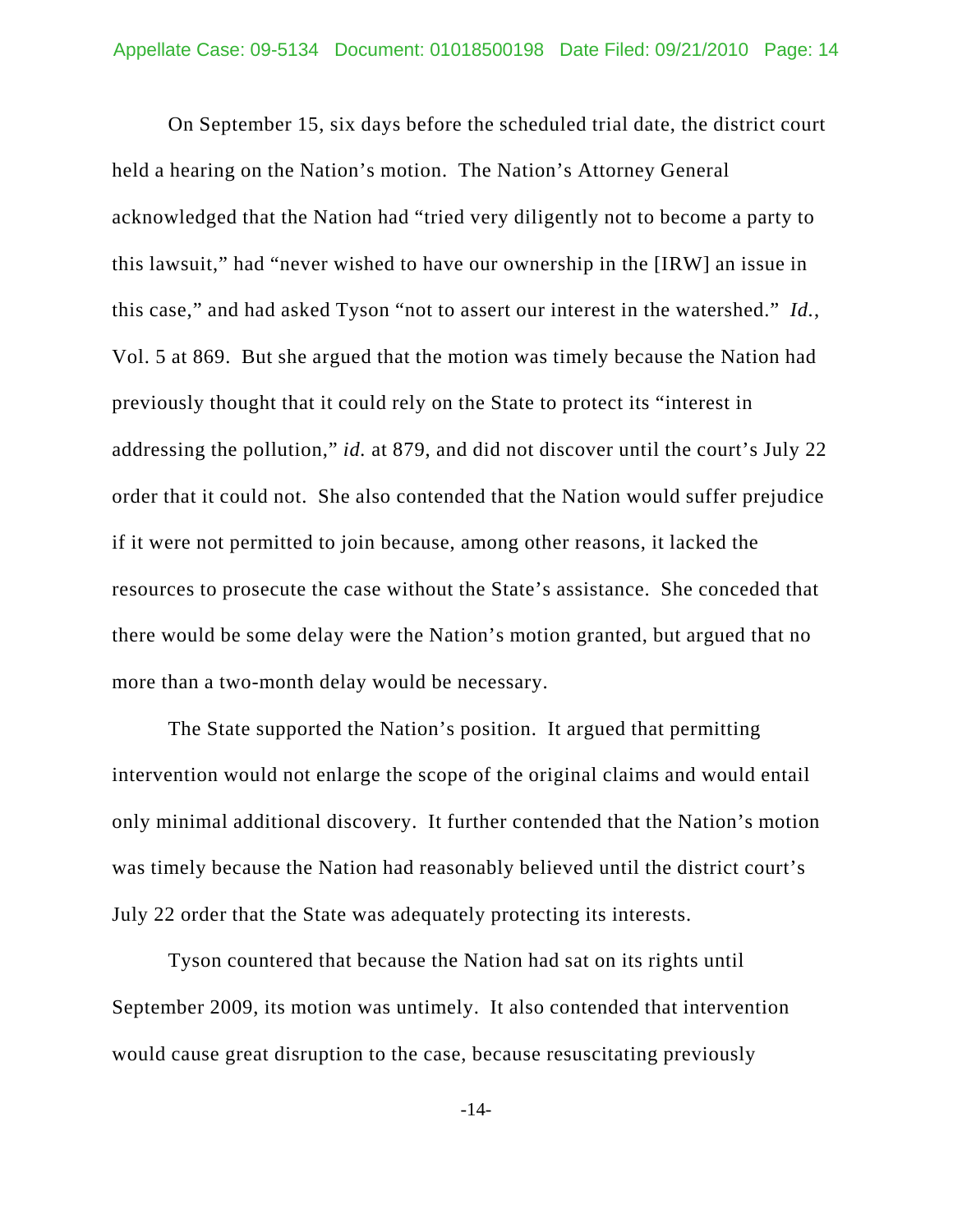On September 15, six days before the scheduled trial date, the district court held a hearing on the Nation's motion. The Nation's Attorney General acknowledged that the Nation had "tried very diligently not to become a party to this lawsuit," had "never wished to have our ownership in the [IRW] an issue in this case," and had asked Tyson "not to assert our interest in the watershed." *Id.*, Vol. 5 at 869. But she argued that the motion was timely because the Nation had previously thought that it could rely on the State to protect its "interest in addressing the pollution," *id.* at 879, and did not discover until the court's July 22 order that it could not. She also contended that the Nation would suffer prejudice if it were not permitted to join because, among other reasons, it lacked the resources to prosecute the case without the State's assistance. She conceded that there would be some delay were the Nation's motion granted, but argued that no more than a two-month delay would be necessary.

The State supported the Nation's position. It argued that permitting intervention would not enlarge the scope of the original claims and would entail only minimal additional discovery. It further contended that the Nation's motion was timely because the Nation had reasonably believed until the district court's July 22 order that the State was adequately protecting its interests.

Tyson countered that because the Nation had sat on its rights until September 2009, its motion was untimely. It also contended that intervention would cause great disruption to the case, because resuscitating previously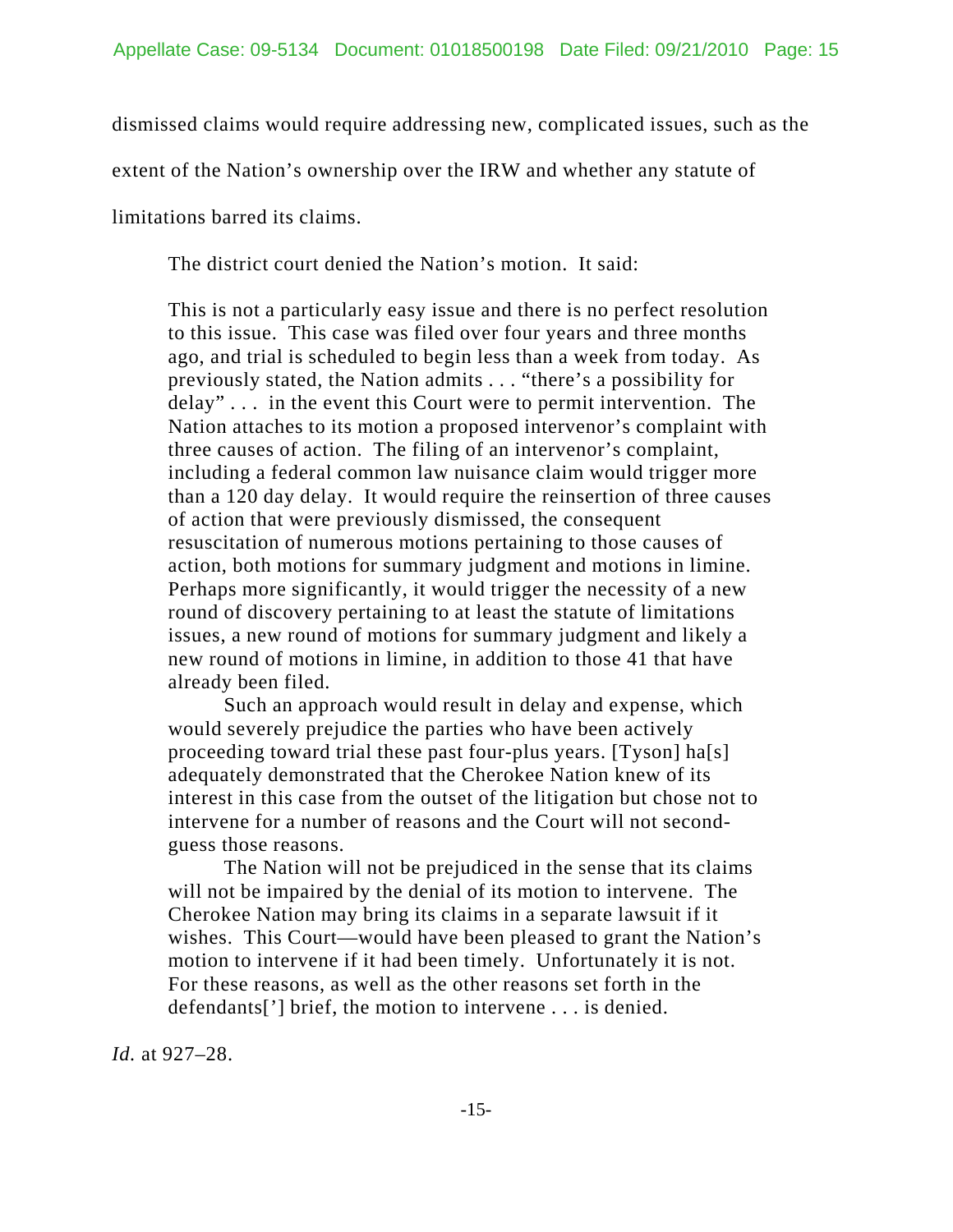dismissed claims would require addressing new, complicated issues, such as the extent of the Nation's ownership over the IRW and whether any statute of limitations barred its claims.

The district court denied the Nation's motion. It said:

> This is not a particularly easy issue and there is no perfect resolution to this issue. This case was filed over four years and three months ago, and trial is scheduled to begin less than a week from today. As previously stated, the Nation admits . . . "there's a possibility for delay" . . . in the event this Court were to permit intervention. The Nation attaches to its motion a proposed intervenor's complaint with three causes of action. The filing of an intervenor's complaint, including a federal common law nuisance claim would trigger more than a 120 day delay. It would require the reinsertion of three causes of action that were previously dismissed, the consequent resuscitation of numerous motions pertaining to those causes of action, both motions for summary judgment and motions in limine. Perhaps more significantly, it would trigger the necessity of a new round of discovery pertaining to at least the statute of limitations issues, a new round of motions for summary judgment and likely a new round of motions in limine, in addition to those 41 that have already been filed.
>
> Such an approach would result in delay and expense, which would severely prejudice the parties who have been actively proceeding toward trial these past four-plus years. [Tyson] ha[s] adequately demonstrated that the Cherokee Nation knew of its interest in this case from the outset of the litigation but chose not to intervene for a number of reasons and the Court will not second-guess those reasons.
>
> The Nation will not be prejudiced in the sense that its claims will not be impaired by the denial of its motion to intervene. The Cherokee Nation may bring its claims in a separate lawsuit if it wishes. This Court—would have been pleased to grant the Nation's motion to intervene if it had been timely. Unfortunately it is not. For these reasons, as well as the other reasons set forth in the defendants['] brief, the motion to intervene . . . is denied.

*Id.* at 927–28.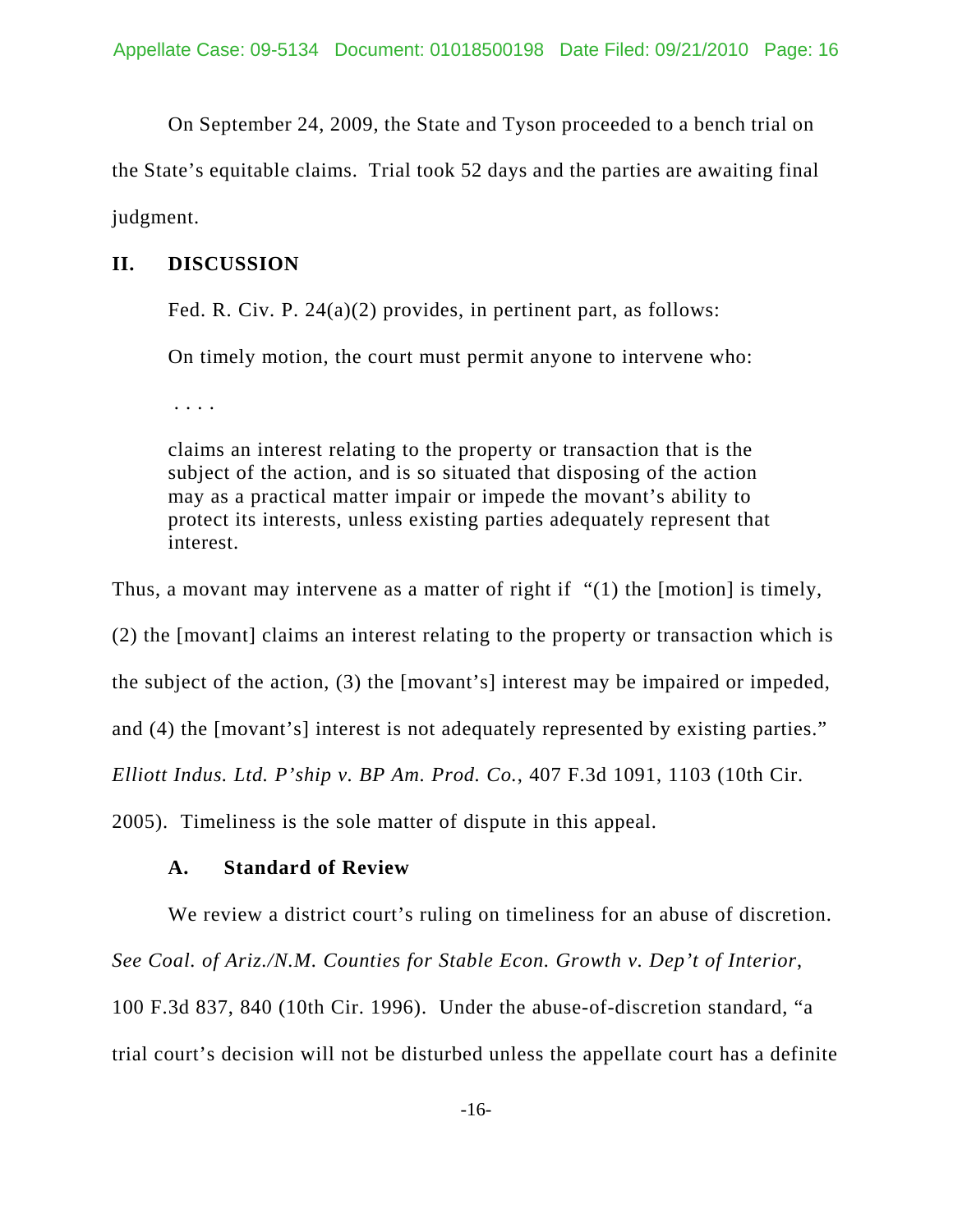On September 24, 2009, the State and Tyson proceeded to a bench trial on the State's equitable claims. Trial took 52 days and the parties are awaiting final judgment.

## II. DISCUSSION

Fed. R. Civ. P. 24(a)(2) provides, in pertinent part, as follows:

> On timely motion, the court must permit anyone to intervene who:
>
> . . . .
>
> claims an interest relating to the property or transaction that is the subject of the action, and is so situated that disposing of the action may as a practical matter impair or impede the movant's ability to protect its interests, unless existing parties adequately represent that interest.

Thus, a movant may intervene as a matter of right if "(1) the [motion] is timely, (2) the [movant] claims an interest relating to the property or transaction which is the subject of the action, (3) the [movant's] interest may be impaired or impeded, and (4) the [movant's] interest is not adequately represented by existing parties." *Elliott Indus. Ltd. P'ship v. BP Am. Prod. Co.*, 407 F.3d 1091, 1103 (10th Cir. 2005). Timeliness is the sole matter of dispute in this appeal.

### A. Standard of Review

We review a district court's ruling on timeliness for an abuse of discretion. *See Coal. of Ariz./N.M. Counties for Stable Econ. Growth v. Dep't of Interior*, 100 F.3d 837, 840 (10th Cir. 1996). Under the abuse-of-discretion standard, "a trial court's decision will not be disturbed unless the appellate court has a definite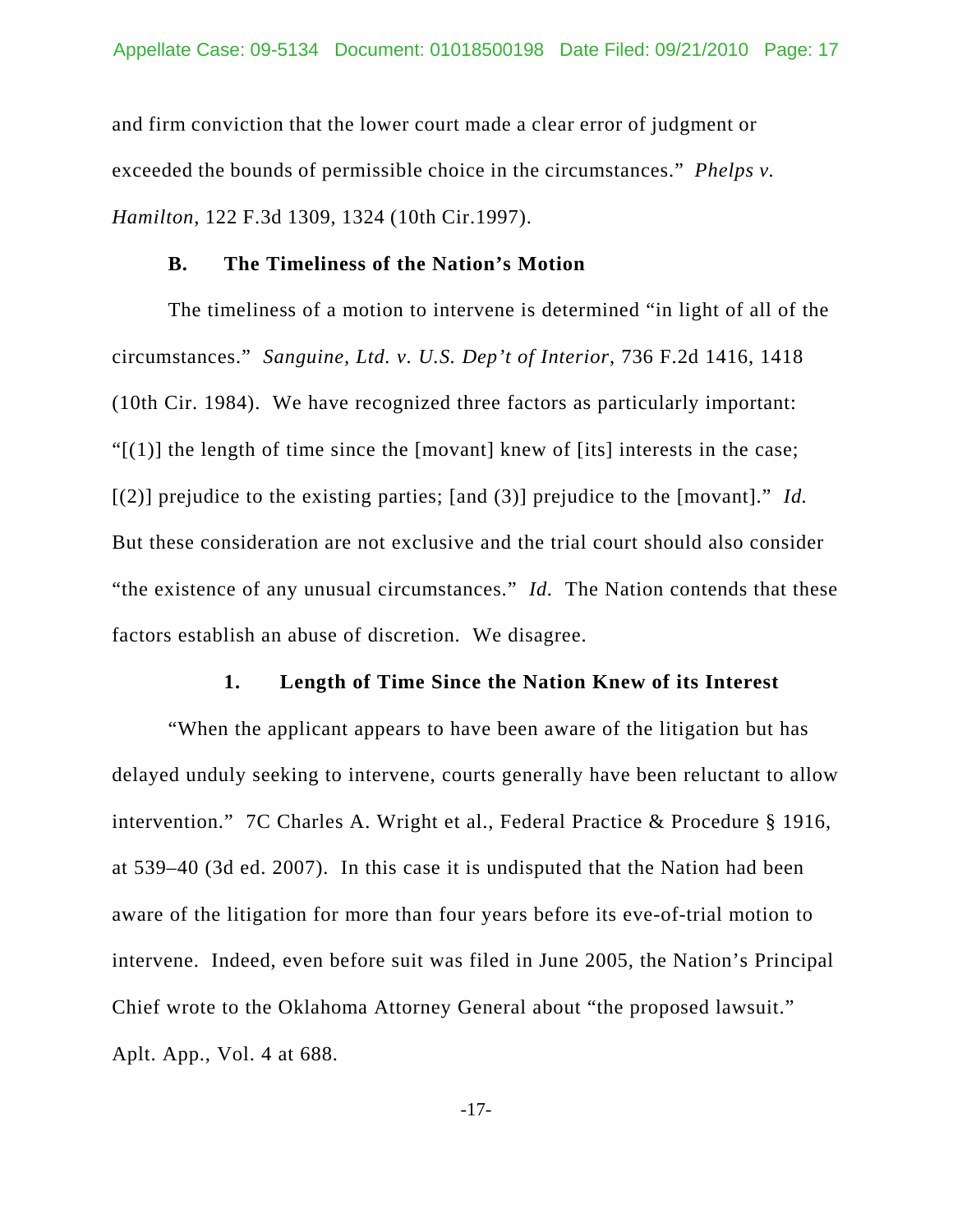and firm conviction that the lower court made a clear error of judgment or exceeded the bounds of permissible choice in the circumstances." *Phelps v. Hamilton*, 122 F.3d 1309, 1324 (10th Cir.1997).

### B. The Timeliness of the Nation's Motion

The timeliness of a motion to intervene is determined "in light of all of the circumstances." *Sanguine, Ltd. v. U.S. Dep't of Interior*, 736 F.2d 1416, 1418 (10th Cir. 1984). We have recognized three factors as particularly important: "[(1)] the length of time since the [movant] knew of [its] interests in the case; [(2)] prejudice to the existing parties; [and (3)] prejudice to the [movant]." *Id.* But these consideration are not exclusive and the trial court should also consider "the existence of any unusual circumstances." *Id.* The Nation contends that these factors establish an abuse of discretion. We disagree.

#### 1. Length of Time Since the Nation Knew of its Interest

"When the applicant appears to have been aware of the litigation but has delayed unduly seeking to intervene, courts generally have been reluctant to allow intervention." 7C Charles A. Wright et al., Federal Practice & Procedure § 1916, at 539–40 (3d ed. 2007). In this case it is undisputed that the Nation had been aware of the litigation for more than four years before its eve-of-trial motion to intervene. Indeed, even before suit was filed in June 2005, the Nation's Principal Chief wrote to the Oklahoma Attorney General about "the proposed lawsuit." Aplt. App., Vol. 4 at 688.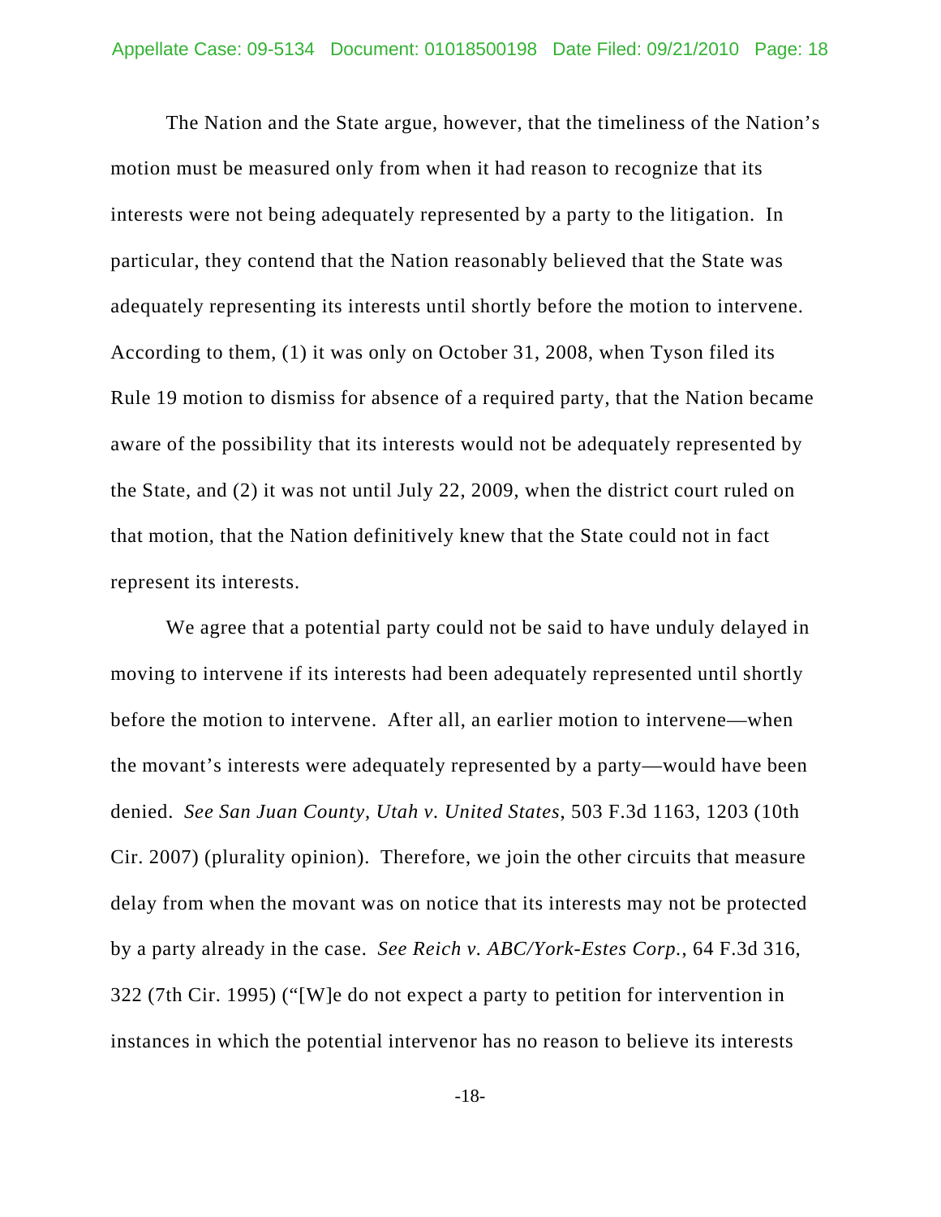The Nation and the State argue, however, that the timeliness of the Nation's motion must be measured only from when it had reason to recognize that its interests were not being adequately represented by a party to the litigation. In particular, they contend that the Nation reasonably believed that the State was adequately representing its interests until shortly before the motion to intervene. According to them, (1) it was only on October 31, 2008, when Tyson filed its Rule 19 motion to dismiss for absence of a required party, that the Nation became aware of the possibility that its interests would not be adequately represented by the State, and (2) it was not until July 22, 2009, when the district court ruled on that motion, that the Nation definitively knew that the State could not in fact represent its interests.

We agree that a potential party could not be said to have unduly delayed in moving to intervene if its interests had been adequately represented until shortly before the motion to intervene. After all, an earlier motion to intervene—when the movant's interests were adequately represented by a party—would have been denied. *See San Juan County, Utah v. United States*, 503 F.3d 1163, 1203 (10th Cir. 2007) (plurality opinion). Therefore, we join the other circuits that measure delay from when the movant was on notice that its interests may not be protected by a party already in the case. *See Reich v. ABC/York-Estes Corp.*, 64 F.3d 316, 322 (7th Cir. 1995) ("[W]e do not expect a party to petition for intervention in instances in which the potential intervenor has no reason to believe its interests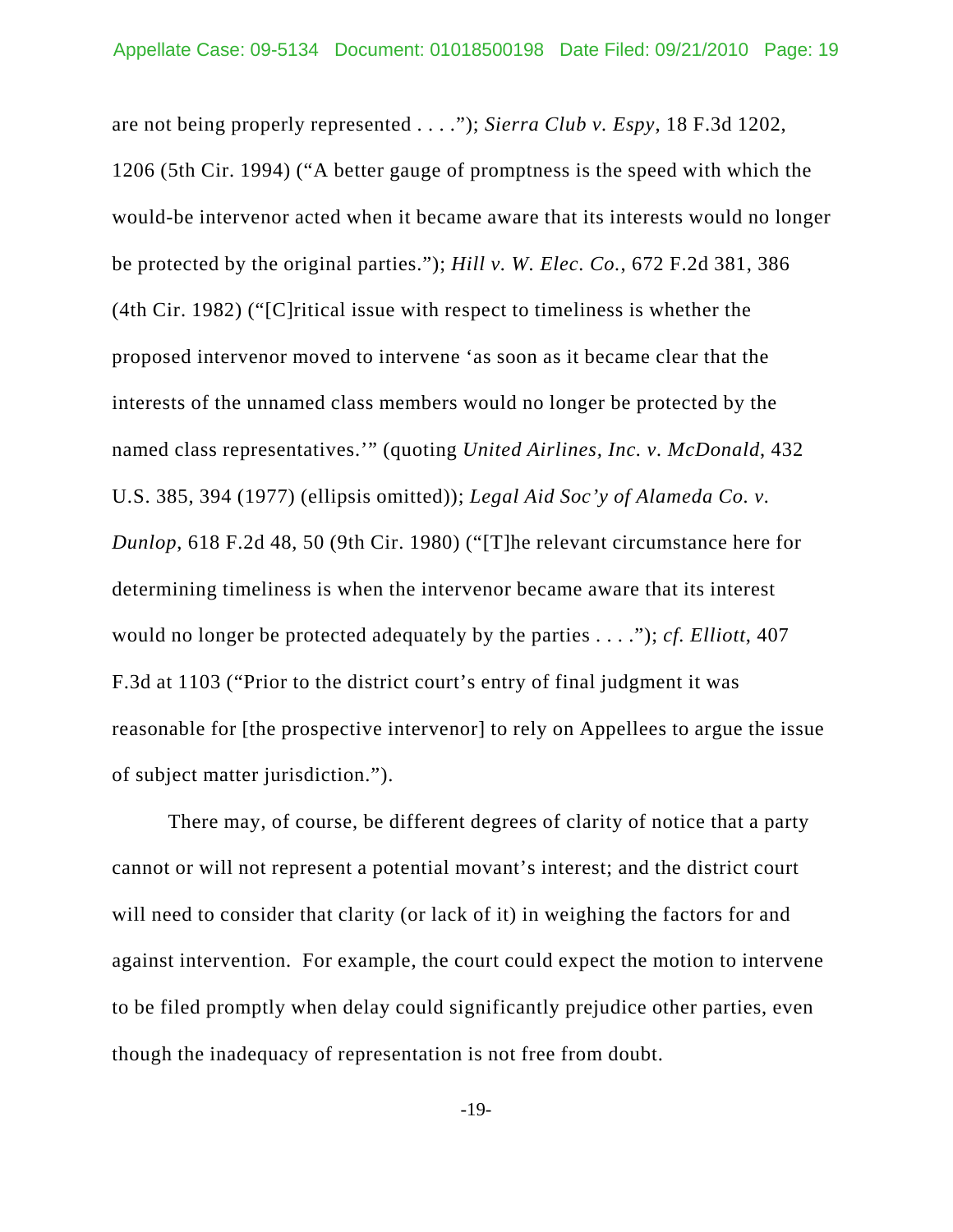are not being properly represented . . . ."); *Sierra Club v. Espy*, 18 F.3d 1202, 1206 (5th Cir. 1994) ("A better gauge of promptness is the speed with which the would-be intervenor acted when it became aware that its interests would no longer be protected by the original parties."); *Hill v. W. Elec. Co.*, 672 F.2d 381, 386 (4th Cir. 1982) ("[C]ritical issue with respect to timeliness is whether the proposed intervenor moved to intervene 'as soon as it became clear that the interests of the unnamed class members would no longer be protected by the named class representatives.'" (quoting *United Airlines, Inc. v. McDonald*, 432 U.S. 385, 394 (1977) (ellipsis omitted)); *Legal Aid Soc'y of Alameda Co. v. Dunlop*, 618 F.2d 48, 50 (9th Cir. 1980) ("[T]he relevant circumstance here for determining timeliness is when the intervenor became aware that its interest would no longer be protected adequately by the parties . . . ."); *cf. Elliott*, 407 F.3d at 1103 ("Prior to the district court's entry of final judgment it was reasonable for [the prospective intervenor] to rely on Appellees to argue the issue of subject matter jurisdiction.").

There may, of course, be different degrees of clarity of notice that a party cannot or will not represent a potential movant's interest; and the district court will need to consider that clarity (or lack of it) in weighing the factors for and against intervention. For example, the court could expect the motion to intervene to be filed promptly when delay could significantly prejudice other parties, even though the inadequacy of representation is not free from doubt.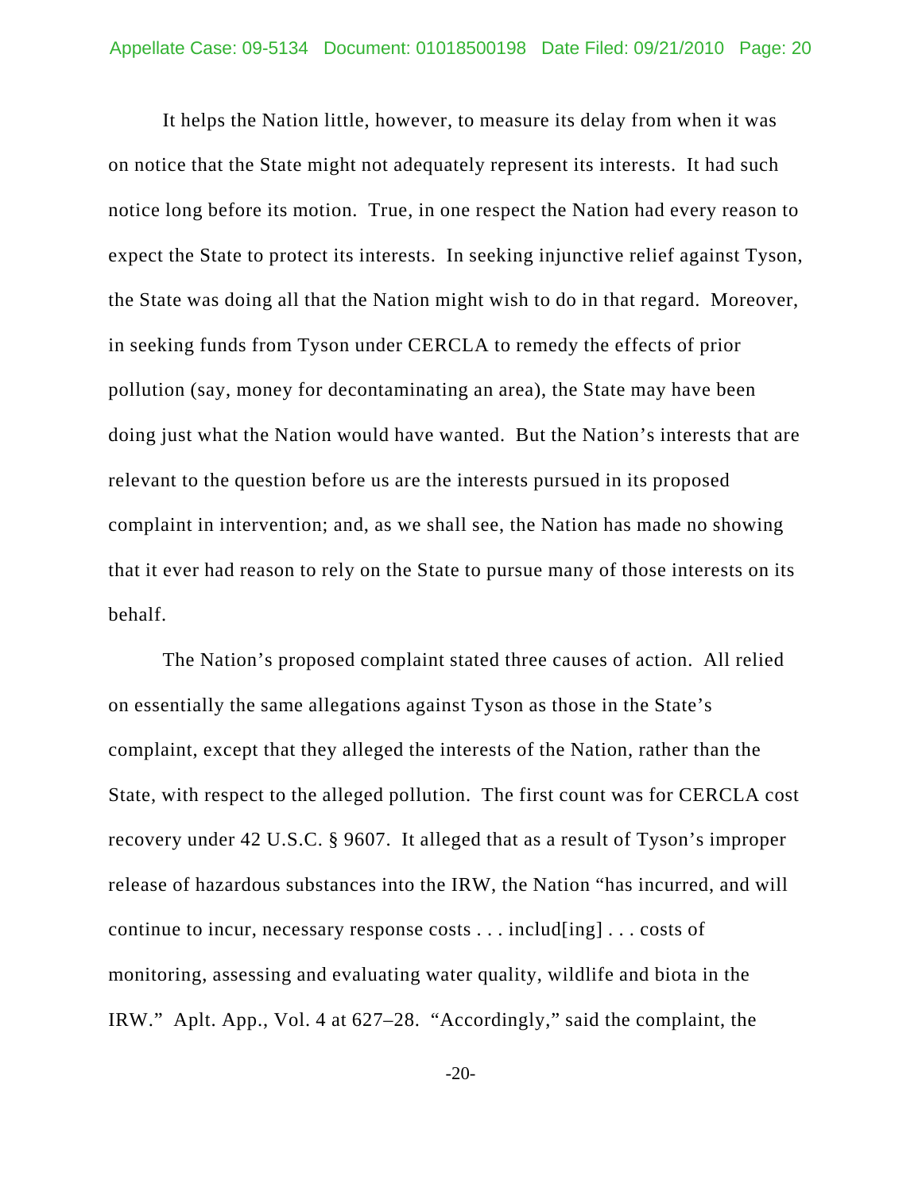It helps the Nation little, however, to measure its delay from when it was on notice that the State might not adequately represent its interests. It had such notice long before its motion. True, in one respect the Nation had every reason to expect the State to protect its interests. In seeking injunctive relief against Tyson, the State was doing all that the Nation might wish to do in that regard. Moreover, in seeking funds from Tyson under CERCLA to remedy the effects of prior pollution (say, money for decontaminating an area), the State may have been doing just what the Nation would have wanted. But the Nation's interests that are relevant to the question before us are the interests pursued in its proposed complaint in intervention; and, as we shall see, the Nation has made no showing that it ever had reason to rely on the State to pursue many of those interests on its behalf.

The Nation's proposed complaint stated three causes of action. All relied on essentially the same allegations against Tyson as those in the State's complaint, except that they alleged the interests of the Nation, rather than the State, with respect to the alleged pollution. The first count was for CERCLA cost recovery under 42 U.S.C. § 9607. It alleged that as a result of Tyson's improper release of hazardous substances into the IRW, the Nation "has incurred, and will continue to incur, necessary response costs . . . includ[ing] . . . costs of monitoring, assessing and evaluating water quality, wildlife and biota in the IRW." Aplt. App., Vol. 4 at 627–28. "Accordingly," said the complaint, the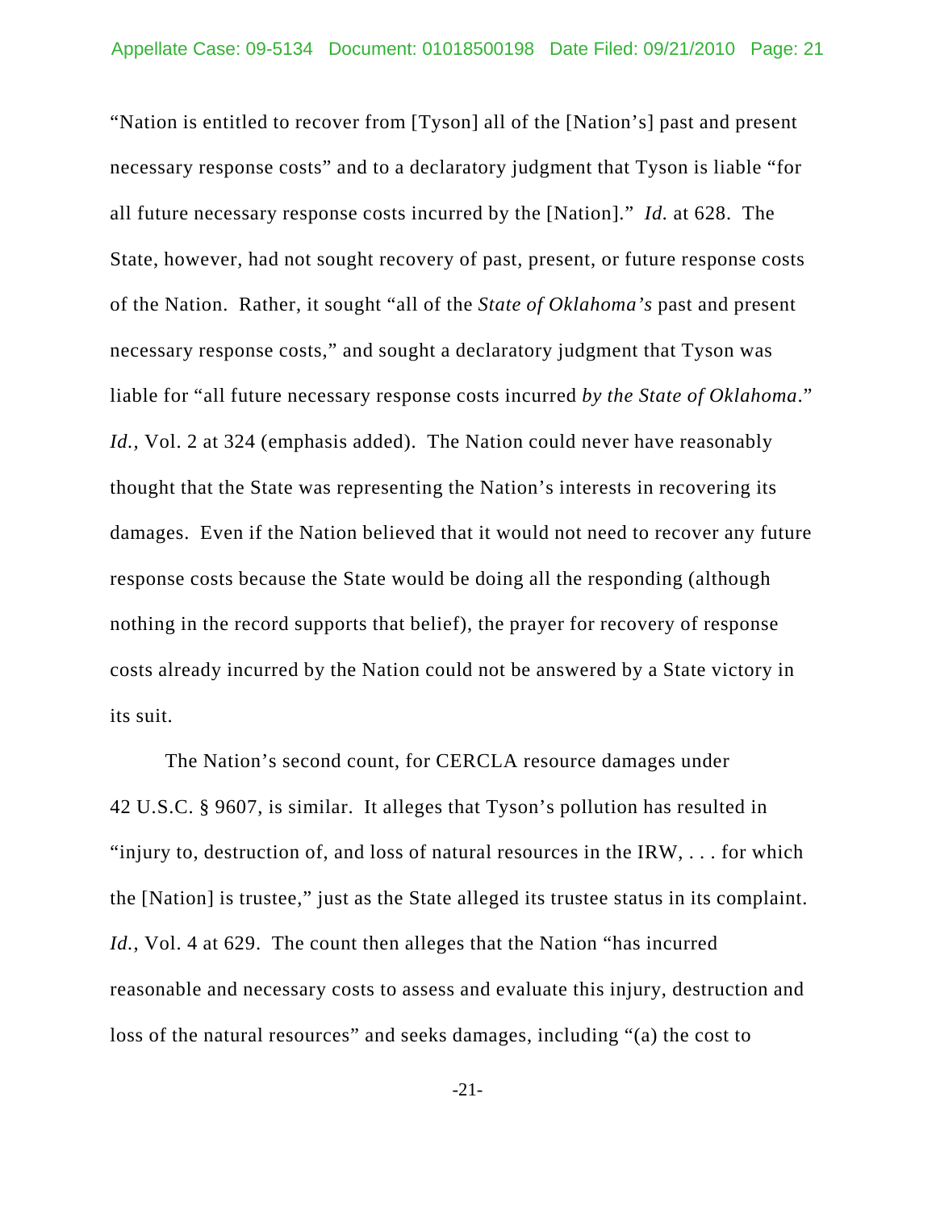"Nation is entitled to recover from [Tyson] all of the [Nation's] past and present necessary response costs" and to a declaratory judgment that Tyson is liable "for all future necessary response costs incurred by the [Nation]." *Id.* at 628. The State, however, had not sought recovery of past, present, or future response costs of the Nation. Rather, it sought "all of the *State of Oklahoma's* past and present necessary response costs," and sought a declaratory judgment that Tyson was liable for "all future necessary response costs incurred *by the State of Oklahoma*." *Id.*, Vol. 2 at 324 (emphasis added). The Nation could never have reasonably thought that the State was representing the Nation's interests in recovering its damages. Even if the Nation believed that it would not need to recover any future response costs because the State would be doing all the responding (although nothing in the record supports that belief), the prayer for recovery of response costs already incurred by the Nation could not be answered by a State victory in its suit.

The Nation's second count, for CERCLA resource damages under 42 U.S.C. § 9607, is similar. It alleges that Tyson's pollution has resulted in "injury to, destruction of, and loss of natural resources in the IRW, . . . for which the [Nation] is trustee," just as the State alleged its trustee status in its complaint. *Id.*, Vol. 4 at 629. The count then alleges that the Nation "has incurred reasonable and necessary costs to assess and evaluate this injury, destruction and loss of the natural resources" and seeks damages, including "(a) the cost to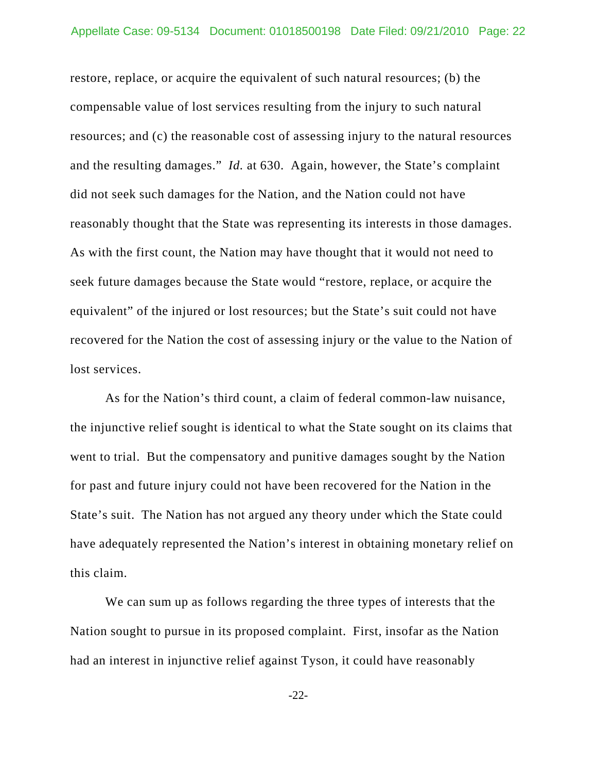restore, replace, or acquire the equivalent of such natural resources; (b) the compensable value of lost services resulting from the injury to such natural resources; and (c) the reasonable cost of assessing injury to the natural resources and the resulting damages." *Id.* at 630. Again, however, the State's complaint did not seek such damages for the Nation, and the Nation could not have reasonably thought that the State was representing its interests in those damages. As with the first count, the Nation may have thought that it would not need to seek future damages because the State would "restore, replace, or acquire the equivalent" of the injured or lost resources; but the State's suit could not have recovered for the Nation the cost of assessing injury or the value to the Nation of lost services.

As for the Nation's third count, a claim of federal common-law nuisance, the injunctive relief sought is identical to what the State sought on its claims that went to trial. But the compensatory and punitive damages sought by the Nation for past and future injury could not have been recovered for the Nation in the State's suit. The Nation has not argued any theory under which the State could have adequately represented the Nation's interest in obtaining monetary relief on this claim.

We can sum up as follows regarding the three types of interests that the Nation sought to pursue in its proposed complaint. First, insofar as the Nation had an interest in injunctive relief against Tyson, it could have reasonably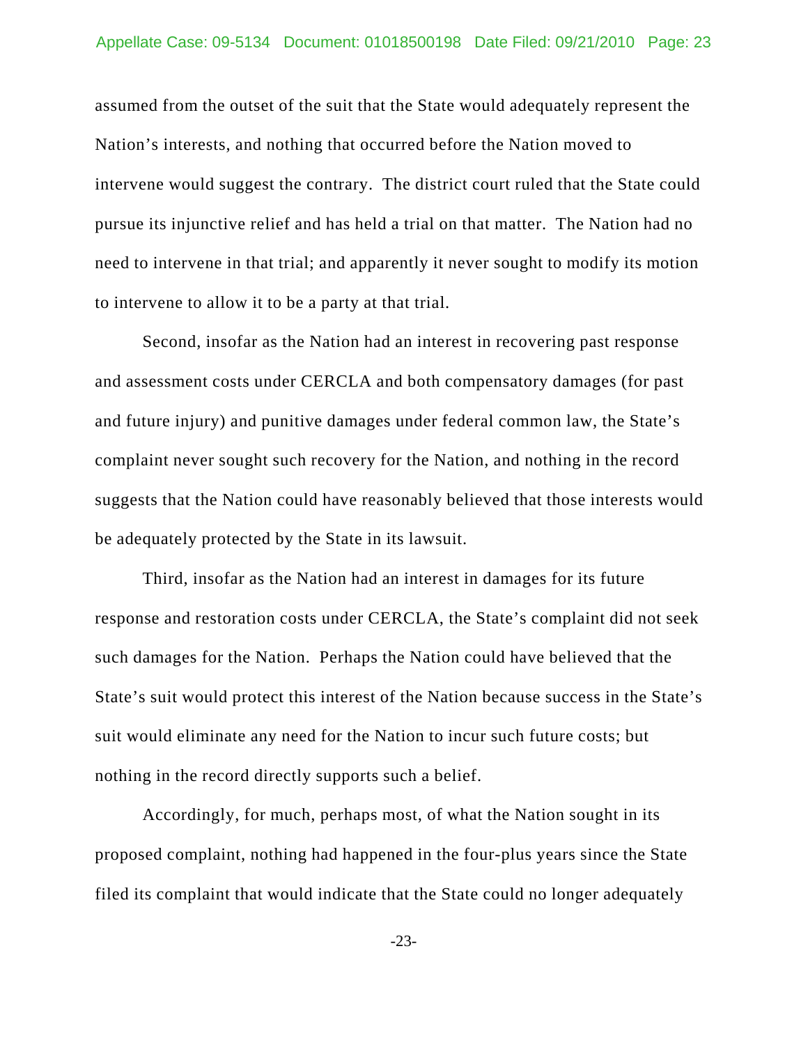assumed from the outset of the suit that the State would adequately represent the Nation's interests, and nothing that occurred before the Nation moved to intervene would suggest the contrary. The district court ruled that the State could pursue its injunctive relief and has held a trial on that matter. The Nation had no need to intervene in that trial; and apparently it never sought to modify its motion to intervene to allow it to be a party at that trial.

Second, insofar as the Nation had an interest in recovering past response and assessment costs under CERCLA and both compensatory damages (for past and future injury) and punitive damages under federal common law, the State's complaint never sought such recovery for the Nation, and nothing in the record suggests that the Nation could have reasonably believed that those interests would be adequately protected by the State in its lawsuit.

Third, insofar as the Nation had an interest in damages for its future response and restoration costs under CERCLA, the State's complaint did not seek such damages for the Nation. Perhaps the Nation could have believed that the State's suit would protect this interest of the Nation because success in the State's suit would eliminate any need for the Nation to incur such future costs; but nothing in the record directly supports such a belief.

Accordingly, for much, perhaps most, of what the Nation sought in its proposed complaint, nothing had happened in the four-plus years since the State filed its complaint that would indicate that the State could no longer adequately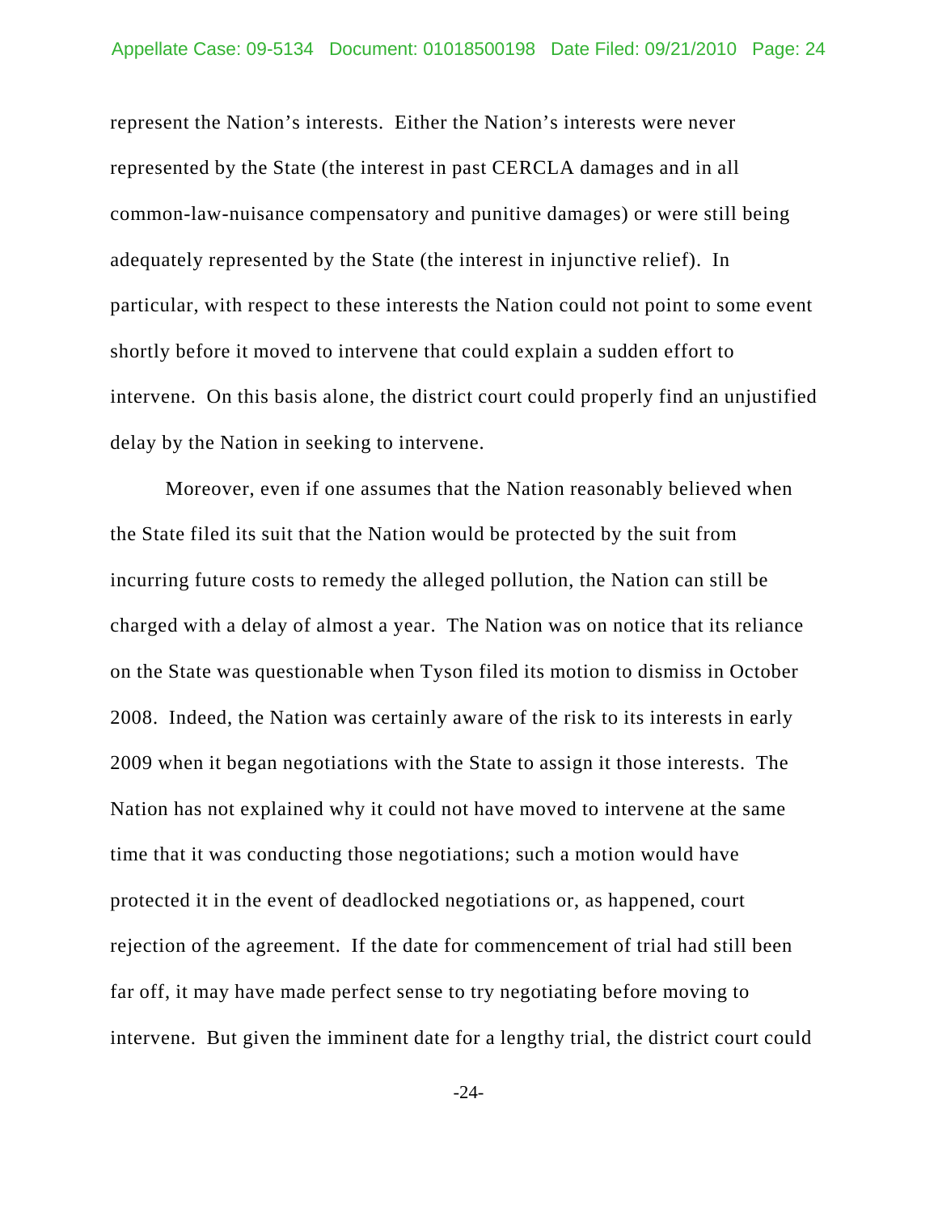represent the Nation's interests. Either the Nation's interests were never represented by the State (the interest in past CERCLA damages and in all common-law-nuisance compensatory and punitive damages) or were still being adequately represented by the State (the interest in injunctive relief). In particular, with respect to these interests the Nation could not point to some event shortly before it moved to intervene that could explain a sudden effort to intervene. On this basis alone, the district court could properly find an unjustified delay by the Nation in seeking to intervene.

Moreover, even if one assumes that the Nation reasonably believed when the State filed its suit that the Nation would be protected by the suit from incurring future costs to remedy the alleged pollution, the Nation can still be charged with a delay of almost a year. The Nation was on notice that its reliance on the State was questionable when Tyson filed its motion to dismiss in October 2008. Indeed, the Nation was certainly aware of the risk to its interests in early 2009 when it began negotiations with the State to assign it those interests. The Nation has not explained why it could not have moved to intervene at the same time that it was conducting those negotiations; such a motion would have protected it in the event of deadlocked negotiations or, as happened, court rejection of the agreement. If the date for commencement of trial had still been far off, it may have made perfect sense to try negotiating before moving to intervene. But given the imminent date for a lengthy trial, the district court could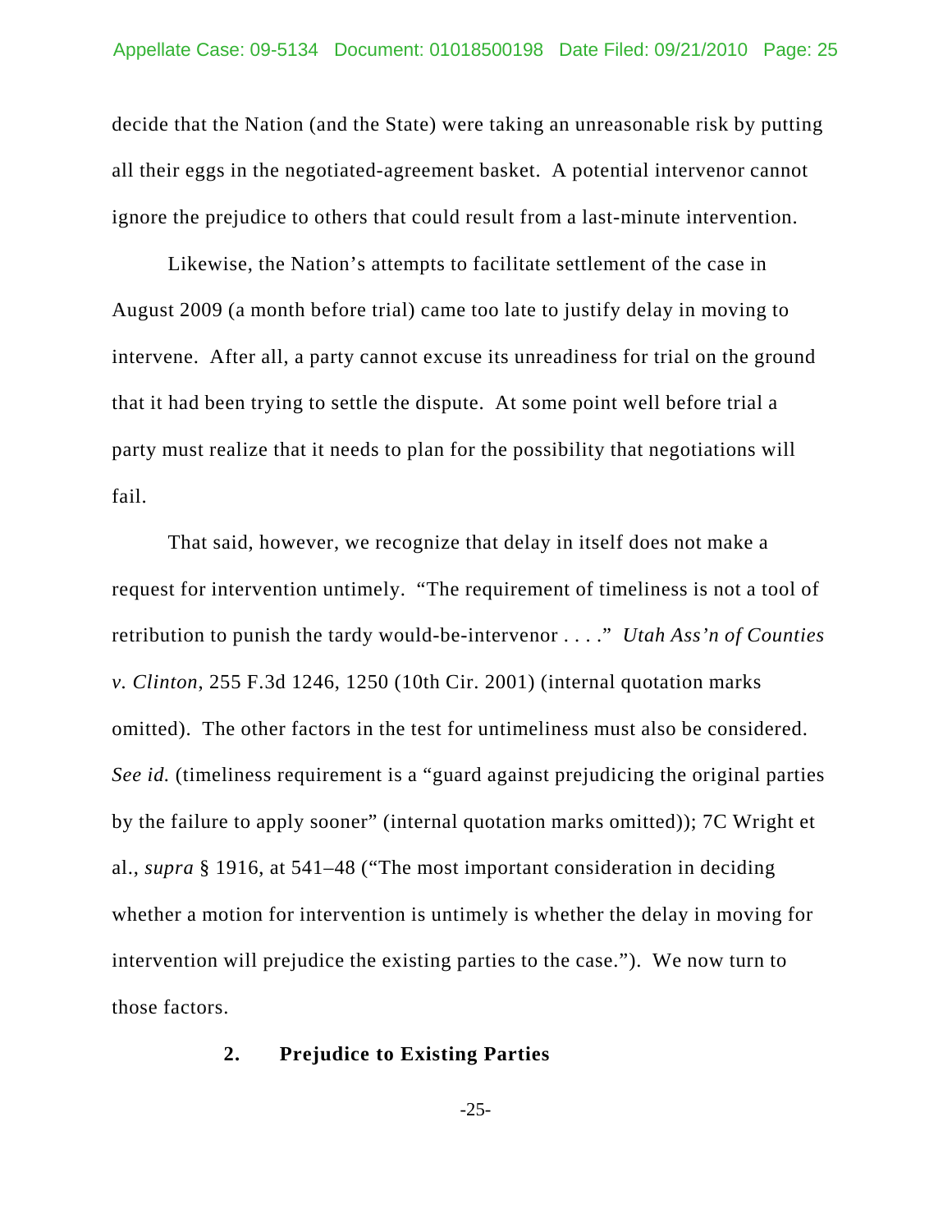decide that the Nation (and the State) were taking an unreasonable risk by putting all their eggs in the negotiated-agreement basket. A potential intervenor cannot ignore the prejudice to others that could result from a last-minute intervention.

Likewise, the Nation's attempts to facilitate settlement of the case in August 2009 (a month before trial) came too late to justify delay in moving to intervene. After all, a party cannot excuse its unreadiness for trial on the ground that it had been trying to settle the dispute. At some point well before trial a party must realize that it needs to plan for the possibility that negotiations will fail.

That said, however, we recognize that delay in itself does not make a request for intervention untimely. "The requirement of timeliness is not a tool of retribution to punish the tardy would-be-intervenor . . . ." *Utah Ass'n of Counties v. Clinton*, 255 F.3d 1246, 1250 (10th Cir. 2001) (internal quotation marks omitted). The other factors in the test for untimeliness must also be considered. *See id.* (timeliness requirement is a "guard against prejudicing the original parties by the failure to apply sooner" (internal quotation marks omitted)); 7C Wright et al., *supra* § 1916, at 541–48 ("The most important consideration in deciding whether a motion for intervention is untimely is whether the delay in moving for intervention will prejudice the existing parties to the case."). We now turn to those factors.

### 2. Prejudice to Existing Parties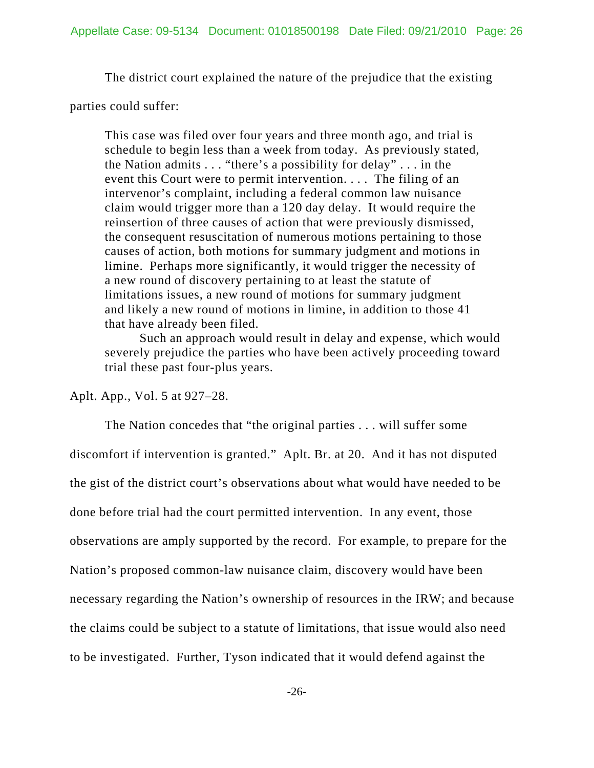The district court explained the nature of the prejudice that the existing parties could suffer:

> This case was filed over four years and three month ago, and trial is schedule to begin less than a week from today. As previously stated, the Nation admits . . . "there's a possibility for delay" . . . in the event this Court were to permit intervention. . . . The filing of an intervenor's complaint, including a federal common law nuisance claim would trigger more than a 120 day delay. It would require the reinsertion of three causes of action that were previously dismissed, the consequent resuscitation of numerous motions pertaining to those causes of action, both motions for summary judgment and motions in limine. Perhaps more significantly, it would trigger the necessity of a new round of discovery pertaining to at least the statute of limitations issues, a new round of motions for summary judgment and likely a new round of motions in limine, in addition to those 41 that have already been filed.
>
> Such an approach would result in delay and expense, which would severely prejudice the parties who have been actively proceeding toward trial these past four-plus years.

Aplt. App., Vol. 5 at 927–28.

The Nation concedes that "the original parties . . . will suffer some discomfort if intervention is granted." Aplt. Br. at 20. And it has not disputed the gist of the district court's observations about what would have needed to be done before trial had the court permitted intervention. In any event, those observations are amply supported by the record. For example, to prepare for the Nation's proposed common-law nuisance claim, discovery would have been necessary regarding the Nation's ownership of resources in the IRW; and because the claims could be subject to a statute of limitations, that issue would also need to be investigated. Further, Tyson indicated that it would defend against the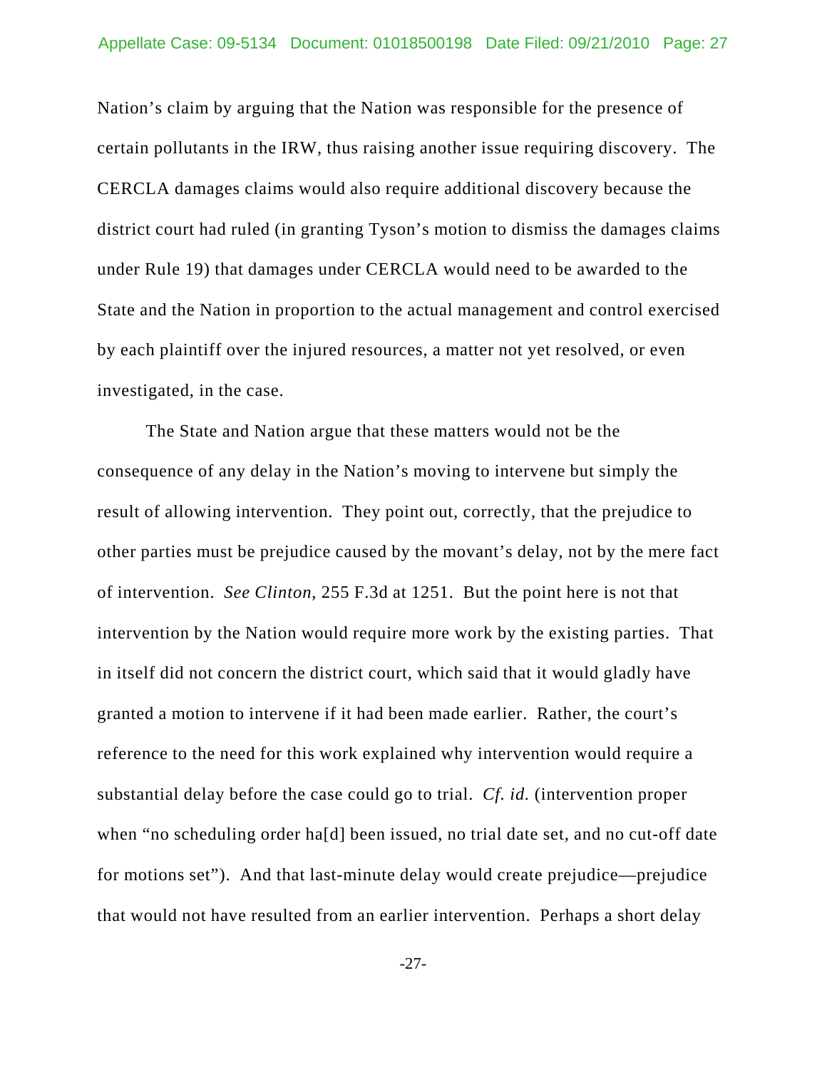Nation's claim by arguing that the Nation was responsible for the presence of certain pollutants in the IRW, thus raising another issue requiring discovery. The CERCLA damages claims would also require additional discovery because the district court had ruled (in granting Tyson's motion to dismiss the damages claims under Rule 19) that damages under CERCLA would need to be awarded to the State and the Nation in proportion to the actual management and control exercised by each plaintiff over the injured resources, a matter not yet resolved, or even investigated, in the case.

The State and Nation argue that these matters would not be the consequence of any delay in the Nation's moving to intervene but simply the result of allowing intervention. They point out, correctly, that the prejudice to other parties must be prejudice caused by the movant's delay, not by the mere fact of intervention. *See Clinton*, 255 F.3d at 1251. But the point here is not that intervention by the Nation would require more work by the existing parties. That in itself did not concern the district court, which said that it would gladly have granted a motion to intervene if it had been made earlier. Rather, the court's reference to the need for this work explained why intervention would require a substantial delay before the case could go to trial. *Cf. id.* (intervention proper when "no scheduling order ha[d] been issued, no trial date set, and no cut-off date for motions set"). And that last-minute delay would create prejudice—prejudice that would not have resulted from an earlier intervention. Perhaps a short delay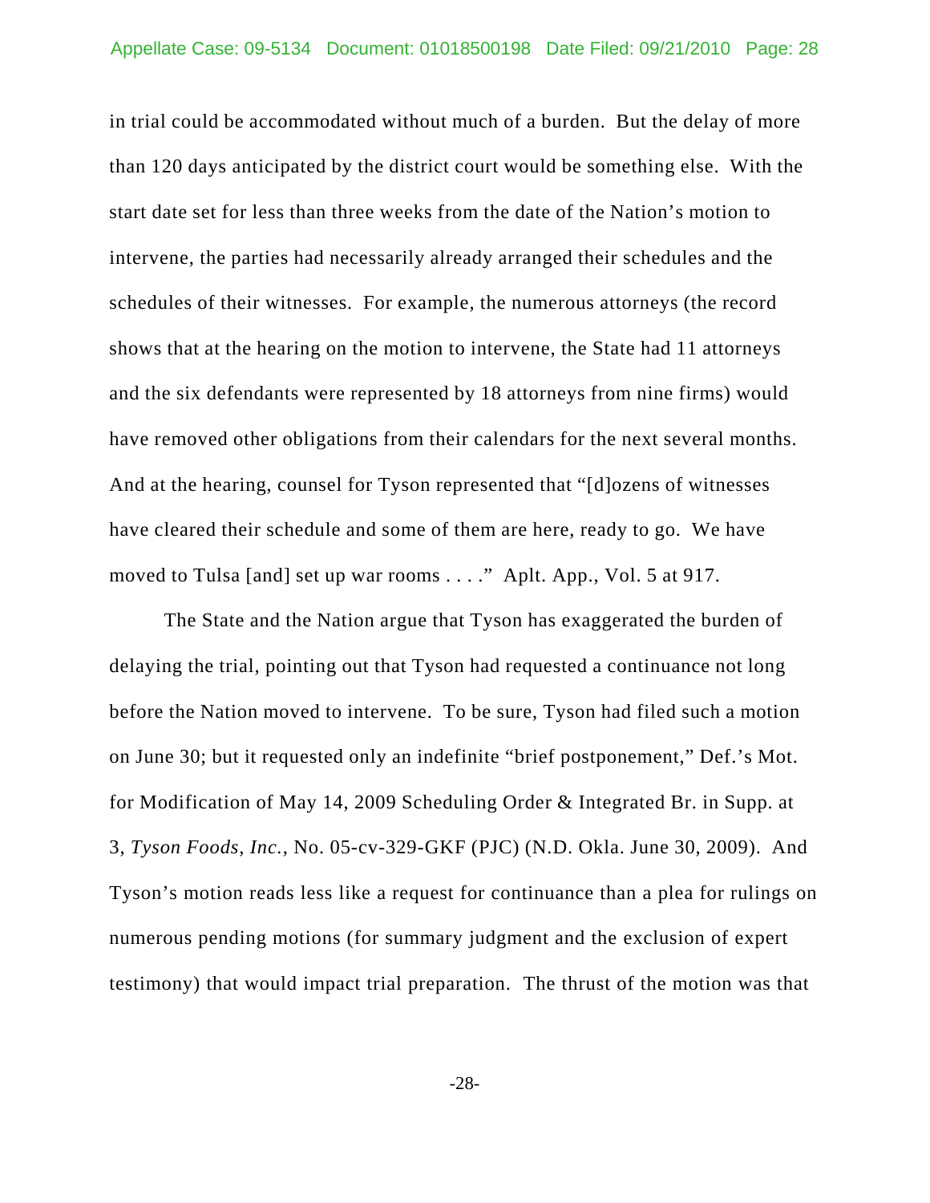in trial could be accommodated without much of a burden. But the delay of more than 120 days anticipated by the district court would be something else. With the start date set for less than three weeks from the date of the Nation's motion to intervene, the parties had necessarily already arranged their schedules and the schedules of their witnesses. For example, the numerous attorneys (the record shows that at the hearing on the motion to intervene, the State had 11 attorneys and the six defendants were represented by 18 attorneys from nine firms) would have removed other obligations from their calendars for the next several months. And at the hearing, counsel for Tyson represented that "[d]ozens of witnesses have cleared their schedule and some of them are here, ready to go. We have moved to Tulsa [and] set up war rooms . . . ." Aplt. App., Vol. 5 at 917.

The State and the Nation argue that Tyson has exaggerated the burden of delaying the trial, pointing out that Tyson had requested a continuance not long before the Nation moved to intervene. To be sure, Tyson had filed such a motion on June 30; but it requested only an indefinite "brief postponement," Def.'s Mot. for Modification of May 14, 2009 Scheduling Order & Integrated Br. in Supp. at 3, *Tyson Foods, Inc.*, No. 05-cv-329-GKF (PJC) (N.D. Okla. June 30, 2009). And Tyson's motion reads less like a request for continuance than a plea for rulings on numerous pending motions (for summary judgment and the exclusion of expert testimony) that would impact trial preparation. The thrust of the motion was that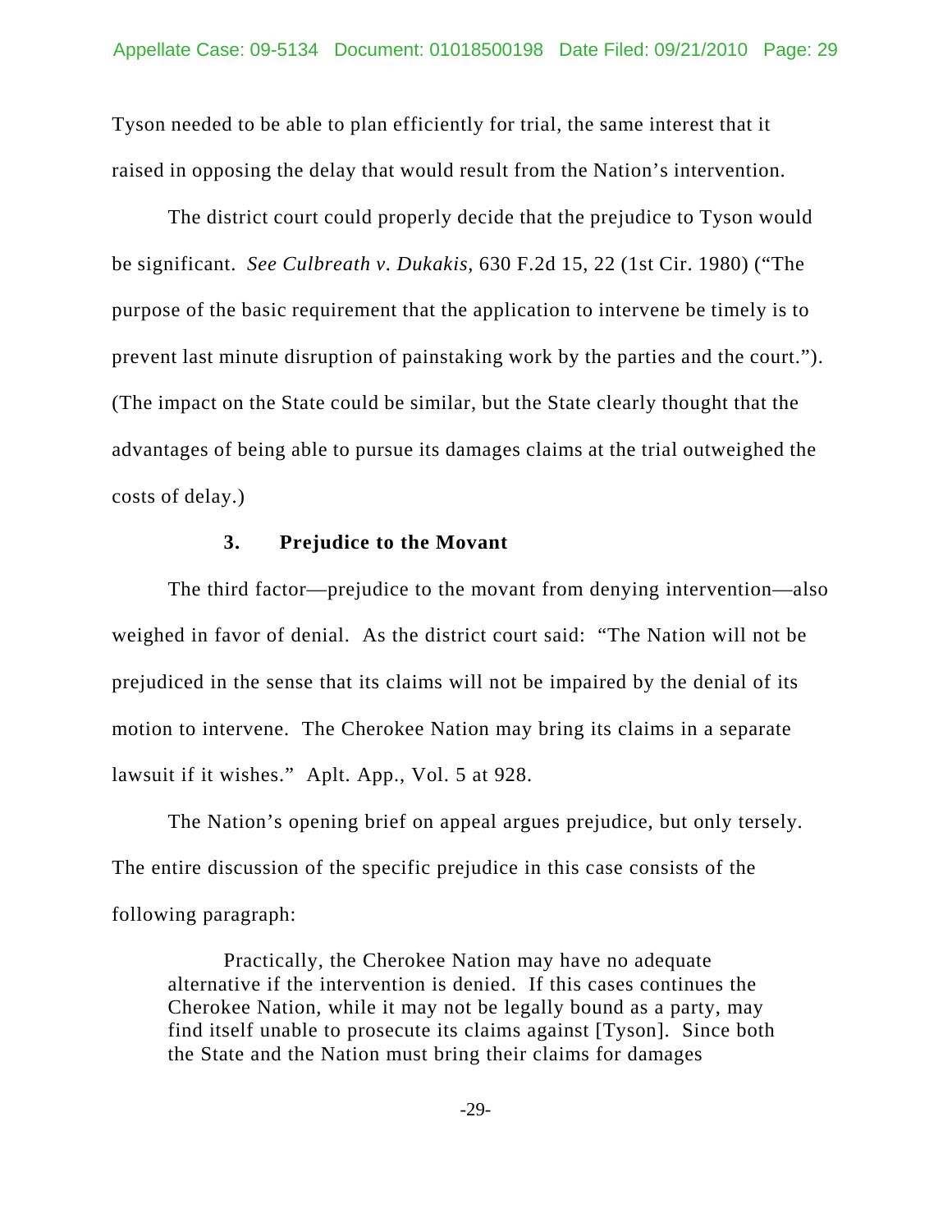Tyson needed to be able to plan efficiently for trial, the same interest that it raised in opposing the delay that would result from the Nation's intervention.

The district court could properly decide that the prejudice to Tyson would be significant. *See Culbreath v. Dukakis*, 630 F.2d 15, 22 (1st Cir. 1980) ("The purpose of the basic requirement that the application to intervene be timely is to prevent last minute disruption of painstaking work by the parties and the court."). (The impact on the State could be similar, but the State clearly thought that the advantages of being able to pursue its damages claims at the trial outweighed the costs of delay.)

### 3. Prejudice to the Movant

The third factor—prejudice to the movant from denying intervention—also weighed in favor of denial. As the district court said: "The Nation will not be prejudiced in the sense that its claims will not be impaired by the denial of its motion to intervene. The Cherokee Nation may bring its claims in a separate lawsuit if it wishes." Aplt. App., Vol. 5 at 928.

The Nation's opening brief on appeal argues prejudice, but only tersely. The entire discussion of the specific prejudice in this case consists of the following paragraph:

> Practically, the Cherokee Nation may have no adequate alternative if the intervention is denied. If this cases continues the Cherokee Nation, while it may not be legally bound as a party, may find itself unable to prosecute its claims against [Tyson]. Since both the State and the Nation must bring their claims for damages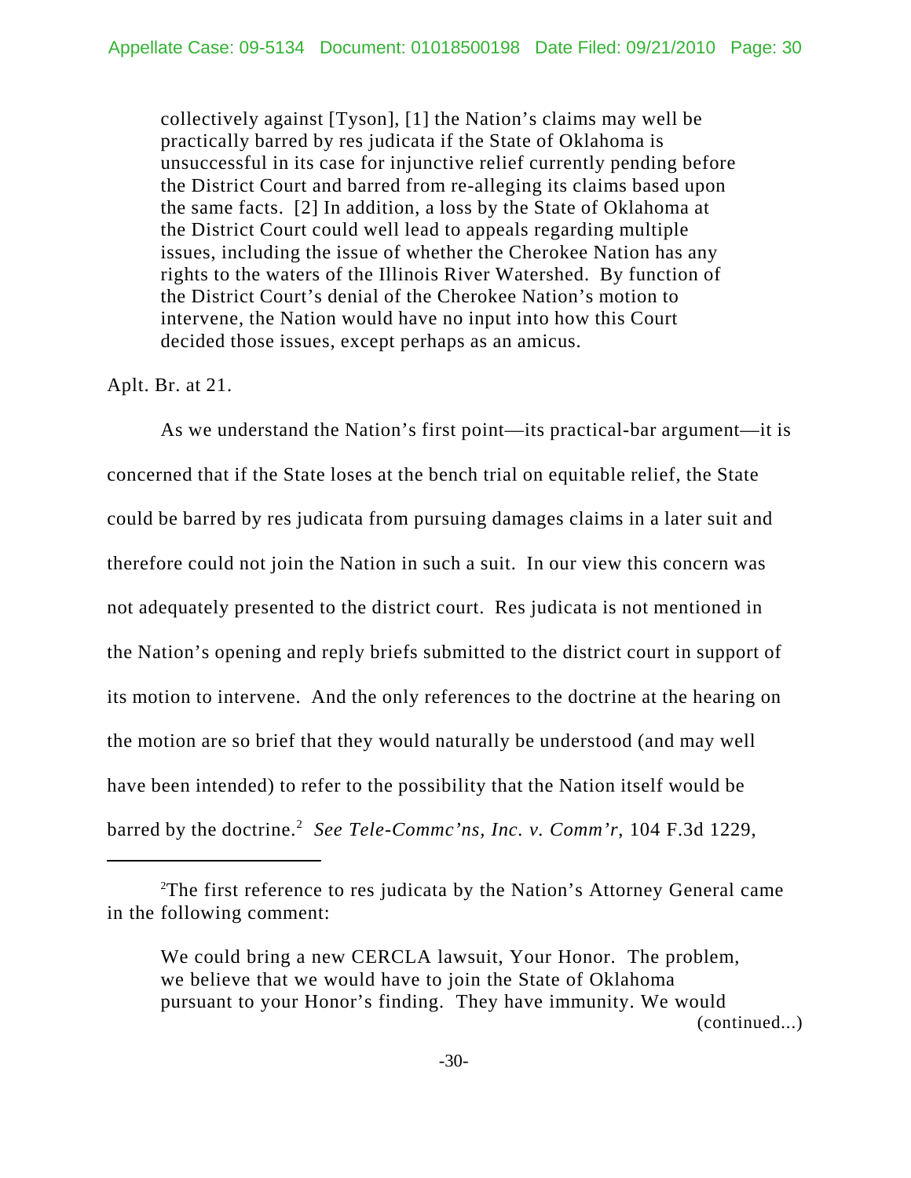> collectively against [Tyson], [1] the Nation's claims may well be practically barred by res judicata if the State of Oklahoma is unsuccessful in its case for injunctive relief currently pending before the District Court and barred from re-alleging its claims based upon the same facts. [2] In addition, a loss by the State of Oklahoma at the District Court could well lead to appeals regarding multiple issues, including the issue of whether the Cherokee Nation has any rights to the waters of the Illinois River Watershed. By function of the District Court's denial of the Cherokee Nation's motion to intervene, the Nation would have no input into how this Court decided those issues, except perhaps as an amicus.

Aplt. Br. at 21.

As we understand the Nation's first point—its practical-bar argument—it is concerned that if the State loses at the bench trial on equitable relief, the State could be barred by res judicata from pursuing damages claims in a later suit and therefore could not join the Nation in such a suit. In our view this concern was not adequately presented to the district court. Res judicata is not mentioned in the Nation's opening and reply briefs submitted to the district court in support of its motion to intervene. And the only references to the doctrine at the hearing on the motion are so brief that they would naturally be understood (and may well have been intended) to refer to the possibility that the Nation itself would be barred by the doctrine.[2] *See Tele-Commc'ns, Inc. v. Comm'r*, 104 F.3d 1229,

---

[2]The first reference to res judicata by the Nation's Attorney General came in the following comment:

> We could bring a new CERCLA lawsuit, Your Honor. The problem, we believe that we would have to join the State of Oklahoma pursuant to your Honor's finding. They have immunity. We would

(continued...)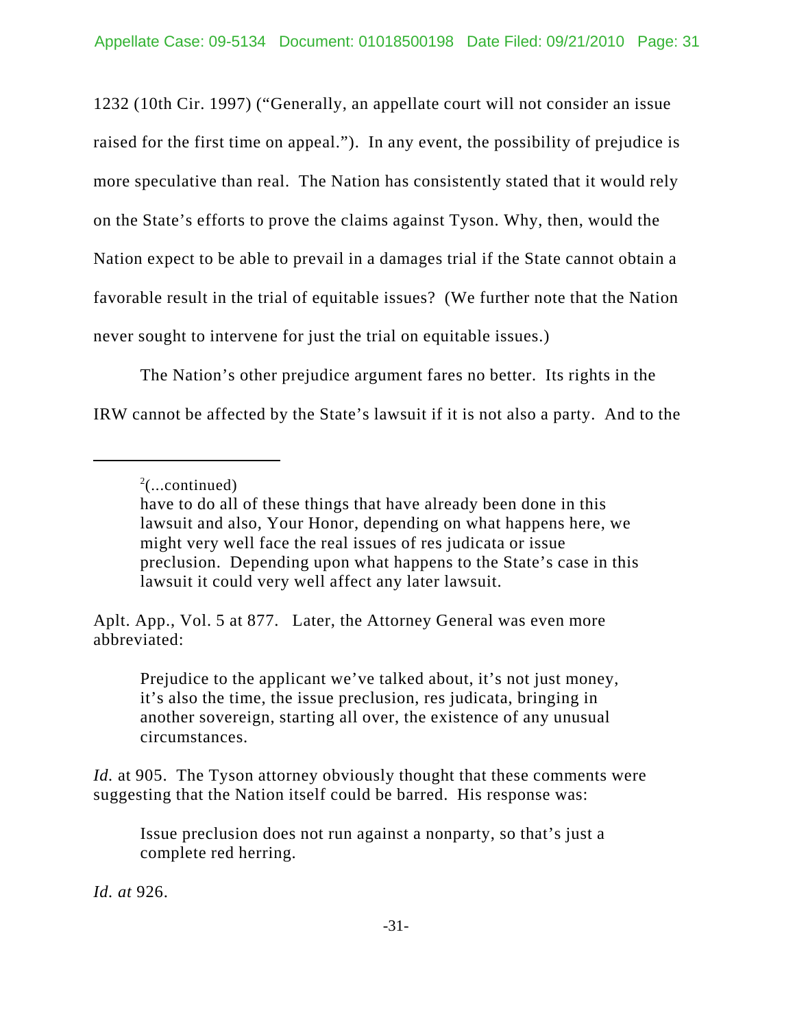1232 (10th Cir. 1997) ("Generally, an appellate court will not consider an issue raised for the first time on appeal."). In any event, the possibility of prejudice is more speculative than real. The Nation has consistently stated that it would rely on the State's efforts to prove the claims against Tyson. Why, then, would the Nation expect to be able to prevail in a damages trial if the State cannot obtain a favorable result in the trial of equitable issues? (We further note that the Nation never sought to intervene for just the trial on equitable issues.)

The Nation's other prejudice argument fares no better. Its rights in the IRW cannot be affected by the State's lawsuit if it is not also a party. And to the

---

[2](...continued)

> have to do all of these things that have already been done in this lawsuit and also, Your Honor, depending on what happens here, we might very well face the real issues of res judicata or issue preclusion. Depending upon what happens to the State's case in this lawsuit it could very well affect any later lawsuit.

Aplt. App., Vol. 5 at 877. Later, the Attorney General was even more abbreviated:

> Prejudice to the applicant we've talked about, it's not just money, it's also the time, the issue preclusion, res judicata, bringing in another sovereign, starting all over, the existence of any unusual circumstances.

*Id.* at 905. The Tyson attorney obviously thought that these comments were suggesting that the Nation itself could be barred. His response was:

> Issue preclusion does not run against a nonparty, so that's just a complete red herring.

*Id. at* 926.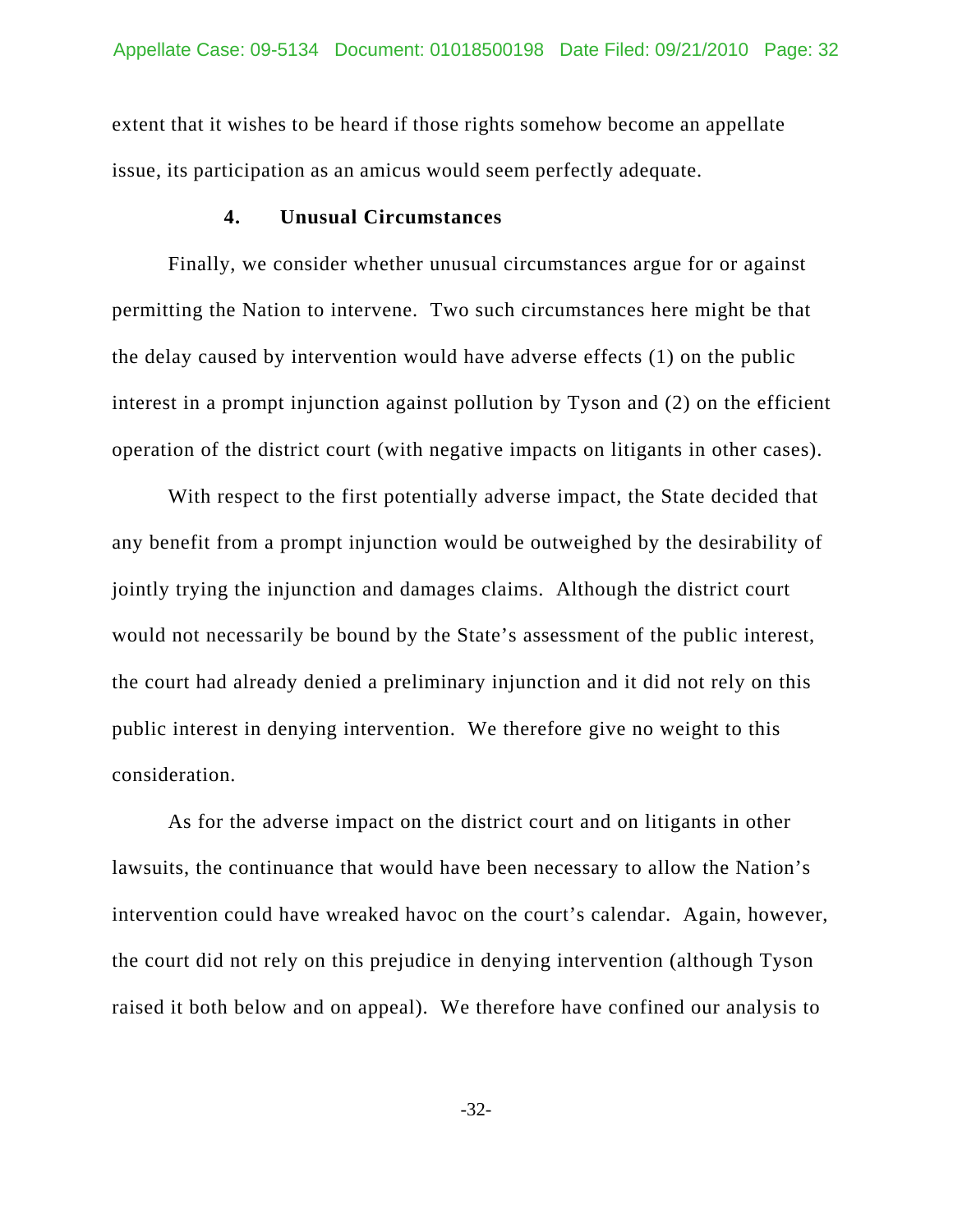extent that it wishes to be heard if those rights somehow become an appellate issue, its participation as an amicus would seem perfectly adequate.

### 4. Unusual Circumstances

Finally, we consider whether unusual circumstances argue for or against permitting the Nation to intervene. Two such circumstances here might be that the delay caused by intervention would have adverse effects (1) on the public interest in a prompt injunction against pollution by Tyson and (2) on the efficient operation of the district court (with negative impacts on litigants in other cases).

With respect to the first potentially adverse impact, the State decided that any benefit from a prompt injunction would be outweighed by the desirability of jointly trying the injunction and damages claims. Although the district court would not necessarily be bound by the State's assessment of the public interest, the court had already denied a preliminary injunction and it did not rely on this public interest in denying intervention. We therefore give no weight to this consideration.

As for the adverse impact on the district court and on litigants in other lawsuits, the continuance that would have been necessary to allow the Nation's intervention could have wreaked havoc on the court's calendar. Again, however, the court did not rely on this prejudice in denying intervention (although Tyson raised it both below and on appeal). We therefore have confined our analysis to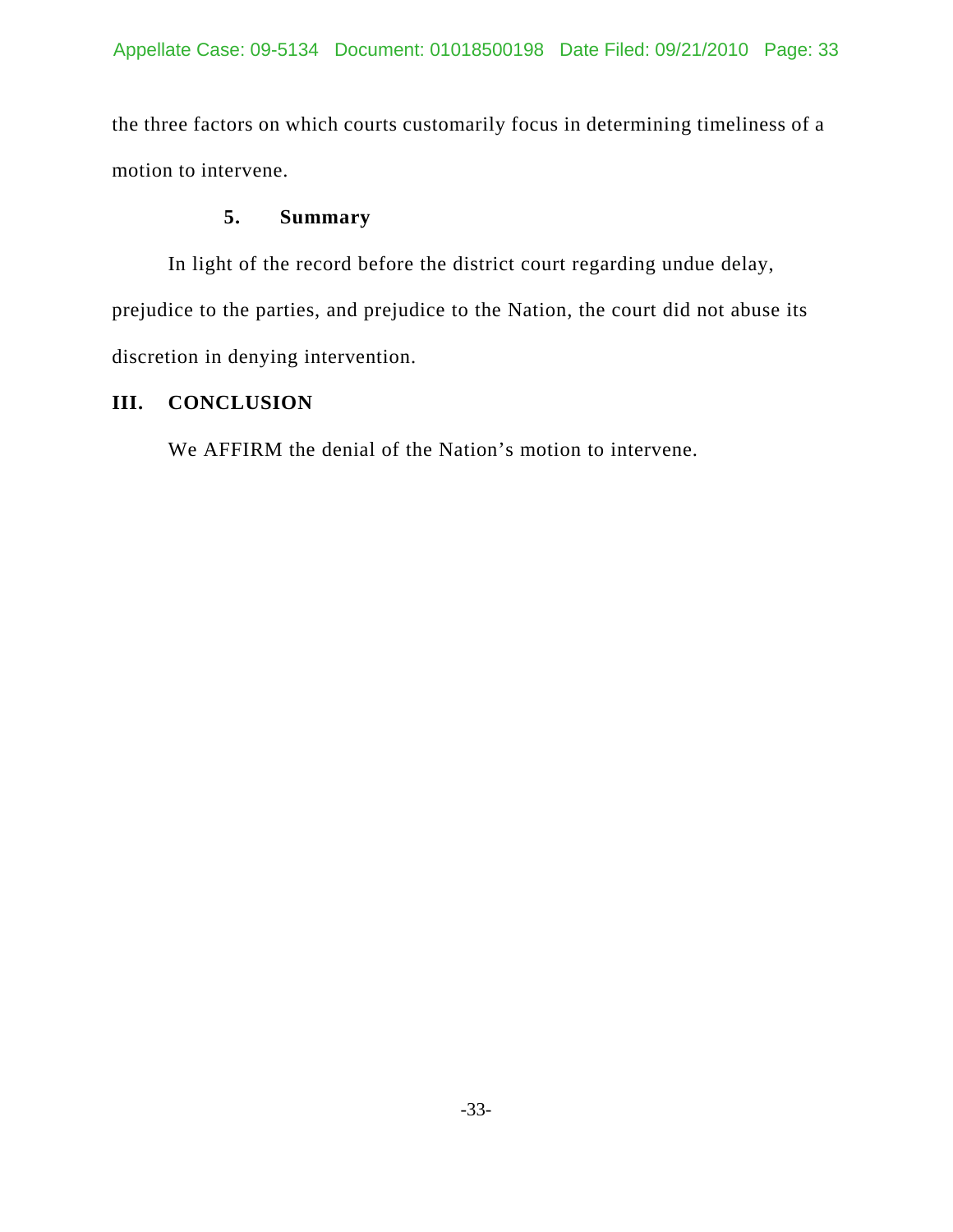the three factors on which courts customarily focus in determining timeliness of a motion to intervene.

#### 5. Summary

In light of the record before the district court regarding undue delay, prejudice to the parties, and prejudice to the Nation, the court did not abuse its discretion in denying intervention.

## III. CONCLUSION

We AFFIRM the denial of the Nation's motion to intervene.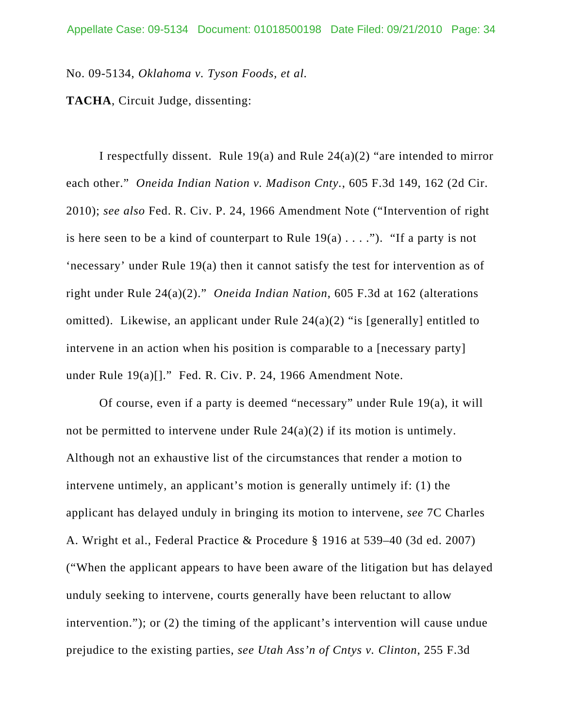No. 09-5134, *Oklahoma v. Tyson Foods, et al.*

**TACHA**, Circuit Judge, dissenting:

I respectfully dissent. Rule 19(a) and Rule 24(a)(2) "are intended to mirror each other." *Oneida Indian Nation v. Madison Cnty.*, 605 F.3d 149, 162 (2d Cir. 2010); *see also* Fed. R. Civ. P. 24, 1966 Amendment Note ("Intervention of right is here seen to be a kind of counterpart to Rule 19(a) . . . ."). "If a party is not 'necessary' under Rule 19(a) then it cannot satisfy the test for intervention as of right under Rule 24(a)(2)." *Oneida Indian Nation*, 605 F.3d at 162 (alterations omitted). Likewise, an applicant under Rule 24(a)(2) "is [generally] entitled to intervene in an action when his position is comparable to a [necessary party] under Rule 19(a)[]." Fed. R. Civ. P. 24, 1966 Amendment Note.

Of course, even if a party is deemed "necessary" under Rule 19(a), it will not be permitted to intervene under Rule 24(a)(2) if its motion is untimely. Although not an exhaustive list of the circumstances that render a motion to intervene untimely, an applicant's motion is generally untimely if: (1) the applicant has delayed unduly in bringing its motion to intervene, *see* 7C Charles A. Wright et al., Federal Practice & Procedure § 1916 at 539–40 (3d ed. 2007) ("When the applicant appears to have been aware of the litigation but has delayed unduly seeking to intervene, courts generally have been reluctant to allow intervention."); or (2) the timing of the applicant's intervention will cause undue prejudice to the existing parties, *see Utah Ass'n of Cntys v. Clinton*, 255 F.3d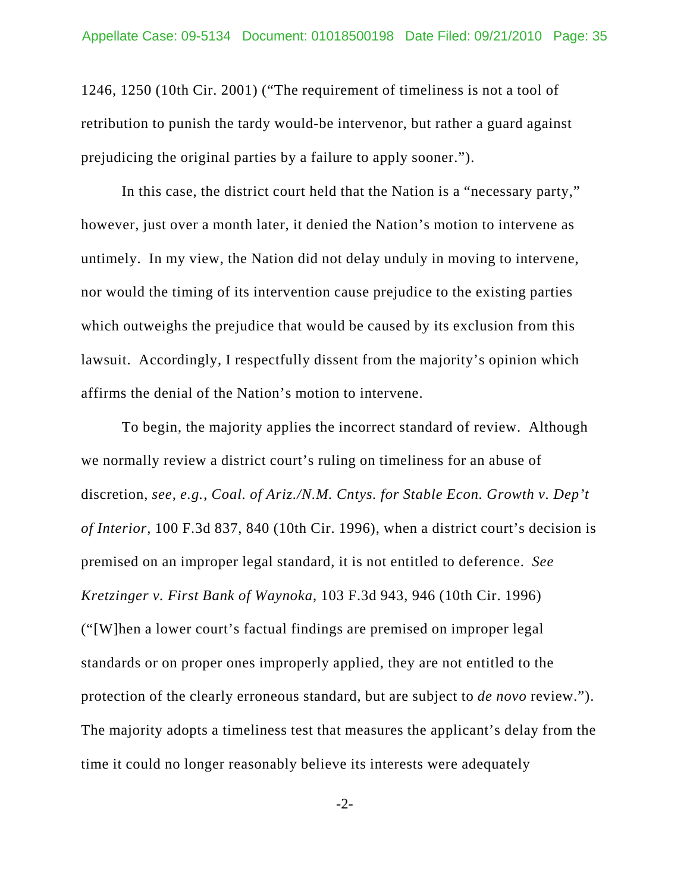1246, 1250 (10th Cir. 2001) ("The requirement of timeliness is not a tool of retribution to punish the tardy would-be intervenor, but rather a guard against prejudicing the original parties by a failure to apply sooner.").

In this case, the district court held that the Nation is a "necessary party," however, just over a month later, it denied the Nation's motion to intervene as untimely. In my view, the Nation did not delay unduly in moving to intervene, nor would the timing of its intervention cause prejudice to the existing parties which outweighs the prejudice that would be caused by its exclusion from this lawsuit. Accordingly, I respectfully dissent from the majority's opinion which affirms the denial of the Nation's motion to intervene.

To begin, the majority applies the incorrect standard of review. Although we normally review a district court's ruling on timeliness for an abuse of discretion, *see, e.g.*, *Coal. of Ariz./N.M. Cntys. for Stable Econ. Growth v. Dep't of Interior*, 100 F.3d 837, 840 (10th Cir. 1996), when a district court's decision is premised on an improper legal standard, it is not entitled to deference. *See Kretzinger v. First Bank of Waynoka*, 103 F.3d 943, 946 (10th Cir. 1996) ("[W]hen a lower court's factual findings are premised on improper legal standards or on proper ones improperly applied, they are not entitled to the protection of the clearly erroneous standard, but are subject to *de novo* review."). The majority adopts a timeliness test that measures the applicant's delay from the time it could no longer reasonably believe its interests were adequately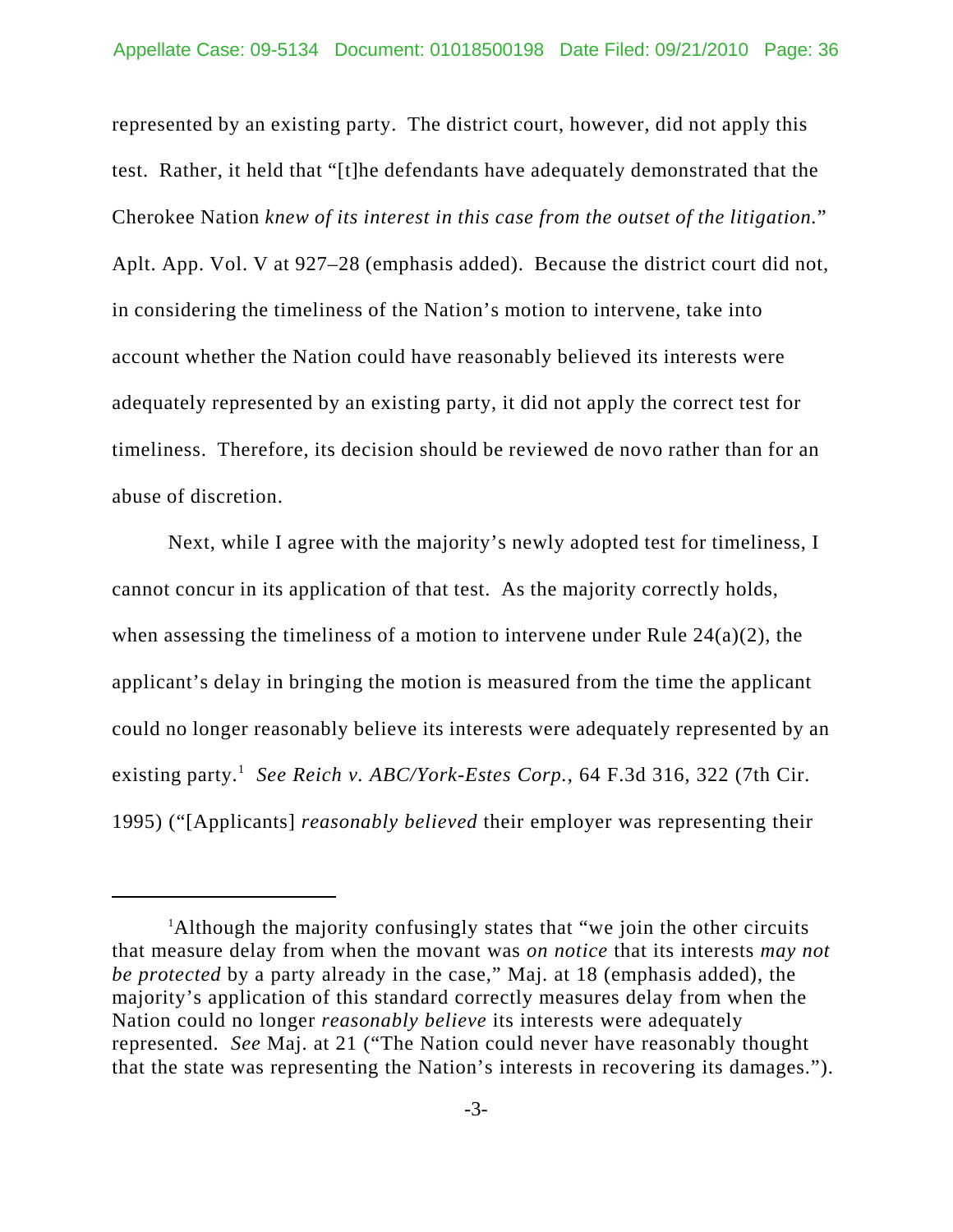represented by an existing party. The district court, however, did not apply this test. Rather, it held that "[t]he defendants have adequately demonstrated that the Cherokee Nation *knew of its interest in this case from the outset of the litigation.*" Aplt. App. Vol. V at 927–28 (emphasis added). Because the district court did not, in considering the timeliness of the Nation's motion to intervene, take into account whether the Nation could have reasonably believed its interests were adequately represented by an existing party, it did not apply the correct test for timeliness. Therefore, its decision should be reviewed de novo rather than for an abuse of discretion.

Next, while I agree with the majority's newly adopted test for timeliness, I cannot concur in its application of that test. As the majority correctly holds, when assessing the timeliness of a motion to intervene under Rule 24(a)(2), the applicant's delay in bringing the motion is measured from the time the applicant could no longer reasonably believe its interests were adequately represented by an existing party.[1] *See Reich v. ABC/York-Estes Corp.*, 64 F.3d 316, 322 (7th Cir. 1995) ("[Applicants] *reasonably believed* their employer was representing their

---

[1]Although the majority confusingly states that "we join the other circuits that measure delay from when the movant was *on notice* that its interests *may not be protected* by a party already in the case," Maj. at 18 (emphasis added), the majority's application of this standard correctly measures delay from when the Nation could no longer *reasonably believe* its interests were adequately represented. *See* Maj. at 21 ("The Nation could never have reasonably thought that the state was representing the Nation's interests in recovering its damages.").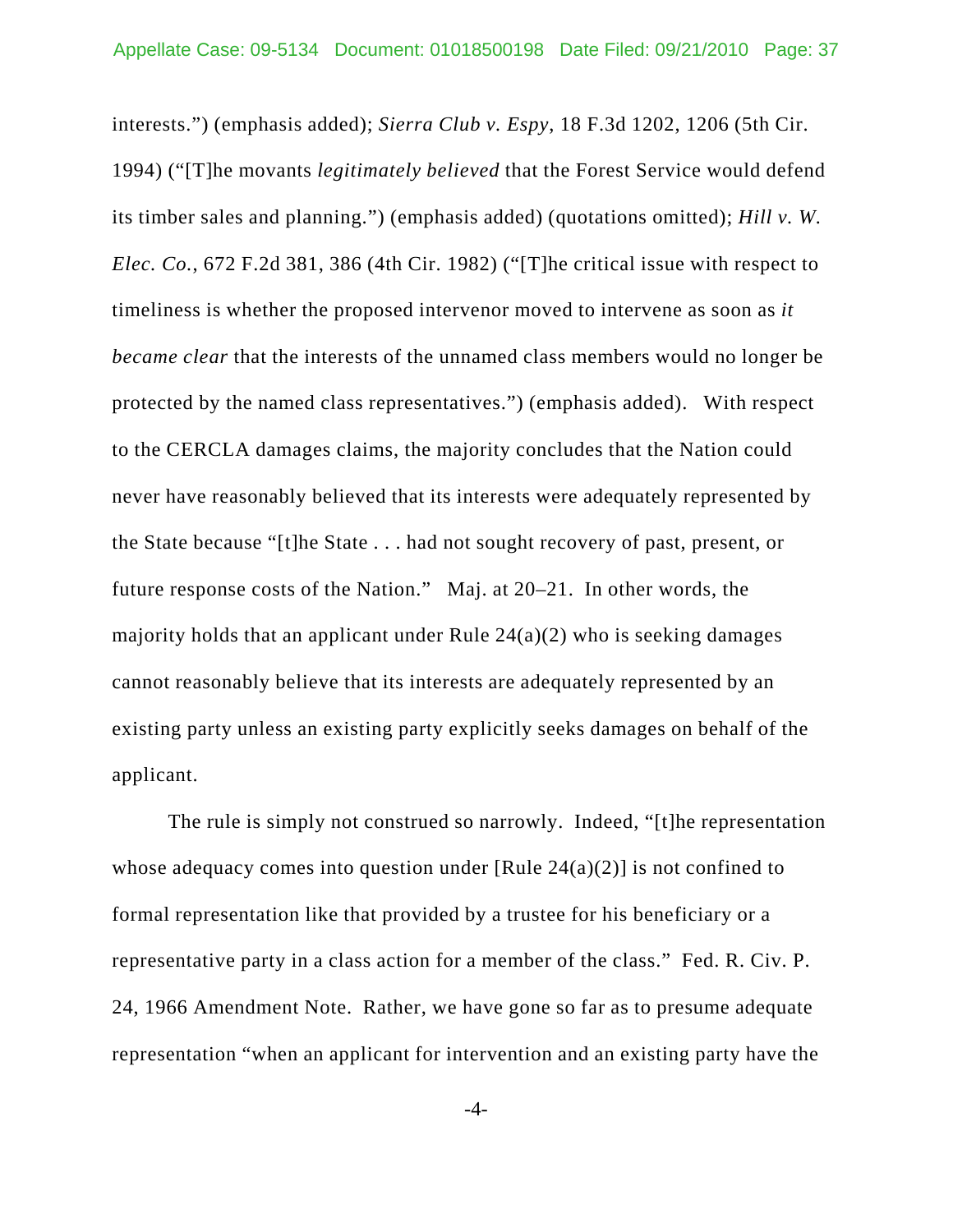interests.") (emphasis added); *Sierra Club v. Espy*, 18 F.3d 1202, 1206 (5th Cir. 1994) ("[T]he movants *legitimately believed* that the Forest Service would defend its timber sales and planning.") (emphasis added) (quotations omitted); *Hill v. W. Elec. Co.*, 672 F.2d 381, 386 (4th Cir. 1982) ("[T]he critical issue with respect to timeliness is whether the proposed intervenor moved to intervene as soon as *it became clear* that the interests of the unnamed class members would no longer be protected by the named class representatives.") (emphasis added). With respect to the CERCLA damages claims, the majority concludes that the Nation could never have reasonably believed that its interests were adequately represented by the State because "[t]he State . . . had not sought recovery of past, present, or future response costs of the Nation." Maj. at 20–21. In other words, the majority holds that an applicant under Rule 24(a)(2) who is seeking damages cannot reasonably believe that its interests are adequately represented by an existing party unless an existing party explicitly seeks damages on behalf of the applicant.

The rule is simply not construed so narrowly. Indeed, "[t]he representation whose adequacy comes into question under [Rule 24(a)(2)] is not confined to formal representation like that provided by a trustee for his beneficiary or a representative party in a class action for a member of the class." Fed. R. Civ. P. 24, 1966 Amendment Note. Rather, we have gone so far as to presume adequate representation "when an applicant for intervention and an existing party have the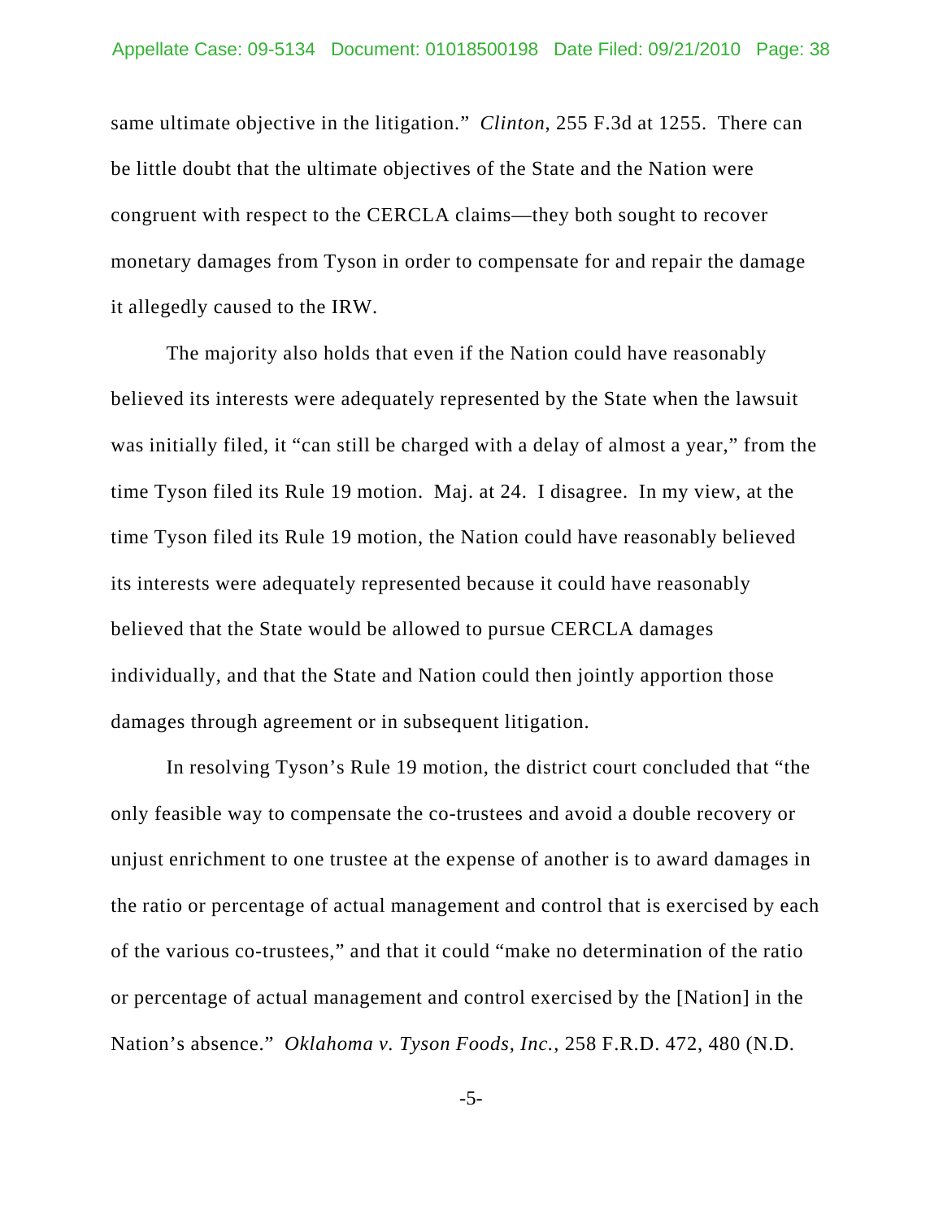same ultimate objective in the litigation." *Clinton*, 255 F.3d at 1255. There can be little doubt that the ultimate objectives of the State and the Nation were congruent with respect to the CERCLA claims—they both sought to recover monetary damages from Tyson in order to compensate for and repair the damage it allegedly caused to the IRW.

The majority also holds that even if the Nation could have reasonably believed its interests were adequately represented by the State when the lawsuit was initially filed, it "can still be charged with a delay of almost a year," from the time Tyson filed its Rule 19 motion. Maj. at 24. I disagree. In my view, at the time Tyson filed its Rule 19 motion, the Nation could have reasonably believed its interests were adequately represented because it could have reasonably believed that the State would be allowed to pursue CERCLA damages individually, and that the State and Nation could then jointly apportion those damages through agreement or in subsequent litigation.

In resolving Tyson's Rule 19 motion, the district court concluded that "the only feasible way to compensate the co-trustees and avoid a double recovery or unjust enrichment to one trustee at the expense of another is to award damages in the ratio or percentage of actual management and control that is exercised by each of the various co-trustees," and that it could "make no determination of the ratio or percentage of actual management and control exercised by the [Nation] in the Nation's absence." *Oklahoma v. Tyson Foods, Inc.*, 258 F.R.D. 472, 480 (N.D.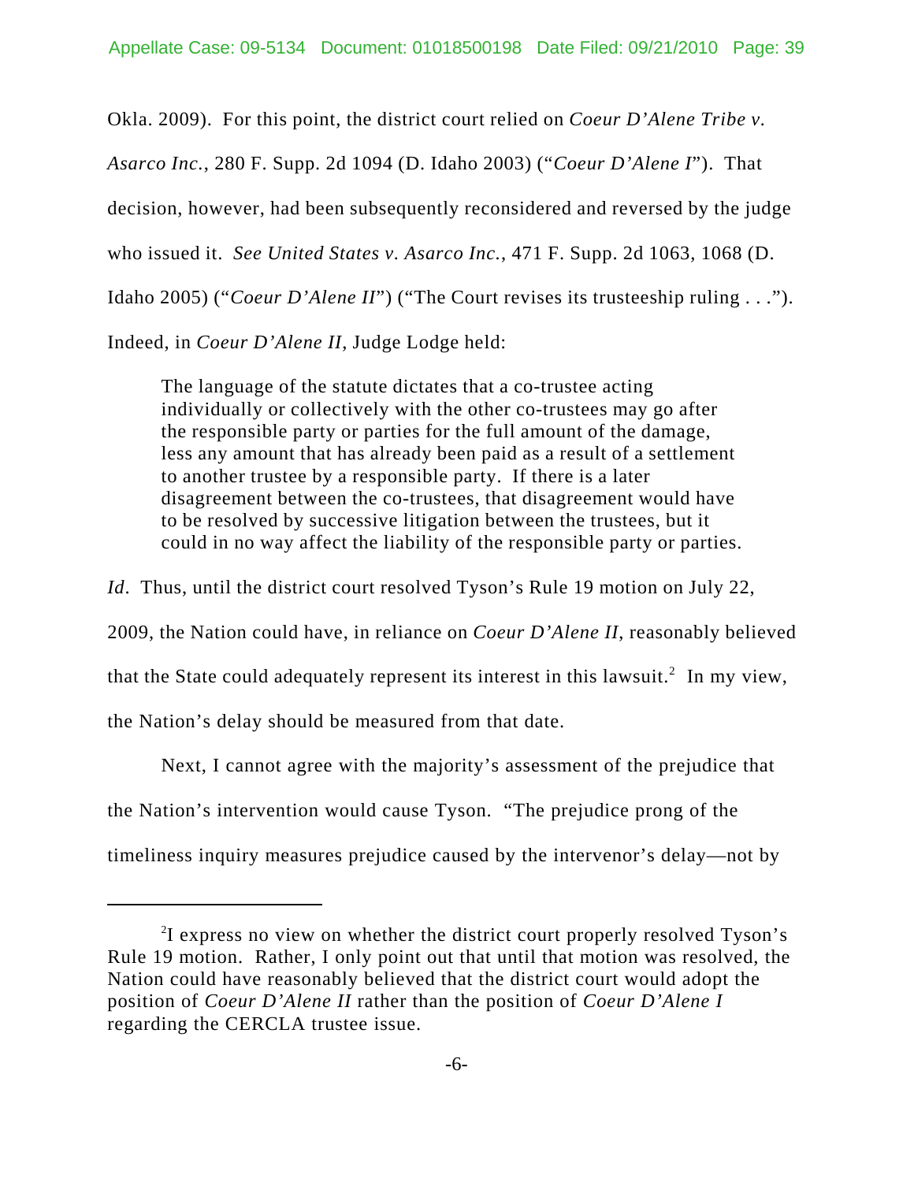Okla. 2009). For this point, the district court relied on *Coeur D'Alene Tribe v. Asarco Inc.*, 280 F. Supp. 2d 1094 (D. Idaho 2003) ("*Coeur D'Alene I*"). That decision, however, had been subsequently reconsidered and reversed by the judge who issued it. *See United States v. Asarco Inc.*, 471 F. Supp. 2d 1063, 1068 (D. Idaho 2005) ("*Coeur D'Alene II*") ("The Court revises its trusteeship ruling . . ."). Indeed, in *Coeur D'Alene II*, Judge Lodge held:

> The language of the statute dictates that a co-trustee acting individually or collectively with the other co-trustees may go after the responsible party or parties for the full amount of the damage, less any amount that has already been paid as a result of a settlement to another trustee by a responsible party. If there is a later disagreement between the co-trustees, that disagreement would have to be resolved by successive litigation between the trustees, but it could in no way affect the liability of the responsible party or parties.

*Id*. Thus, until the district court resolved Tyson's Rule 19 motion on July 22, 2009, the Nation could have, in reliance on *Coeur D'Alene II*, reasonably believed that the State could adequately represent its interest in this lawsuit.[2] In my view, the Nation's delay should be measured from that date.

Next, I cannot agree with the majority's assessment of the prejudice that the Nation's intervention would cause Tyson. "The prejudice prong of the timeliness inquiry measures prejudice caused by the intervenor's delay—not by

---

[2] I express no view on whether the district court properly resolved Tyson's Rule 19 motion. Rather, I only point out that until that motion was resolved, the Nation could have reasonably believed that the district court would adopt the position of *Coeur D'Alene II* rather than the position of *Coeur D'Alene I* regarding the CERCLA trustee issue.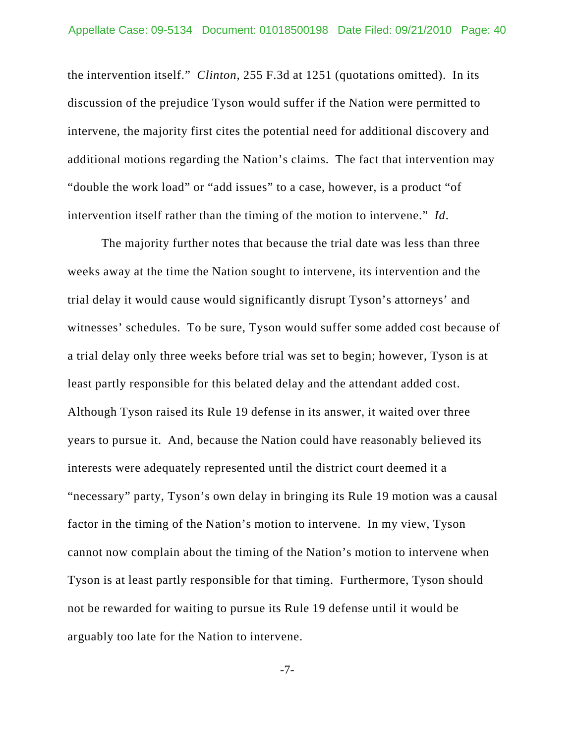the intervention itself." *Clinton*, 255 F.3d at 1251 (quotations omitted). In its discussion of the prejudice Tyson would suffer if the Nation were permitted to intervene, the majority first cites the potential need for additional discovery and additional motions regarding the Nation's claims. The fact that intervention may "double the work load" or "add issues" to a case, however, is a product "of intervention itself rather than the timing of the motion to intervene." *Id*.

The majority further notes that because the trial date was less than three weeks away at the time the Nation sought to intervene, its intervention and the trial delay it would cause would significantly disrupt Tyson's attorneys' and witnesses' schedules. To be sure, Tyson would suffer some added cost because of a trial delay only three weeks before trial was set to begin; however, Tyson is at least partly responsible for this belated delay and the attendant added cost. Although Tyson raised its Rule 19 defense in its answer, it waited over three years to pursue it. And, because the Nation could have reasonably believed its interests were adequately represented until the district court deemed it a "necessary" party, Tyson's own delay in bringing its Rule 19 motion was a causal factor in the timing of the Nation's motion to intervene. In my view, Tyson cannot now complain about the timing of the Nation's motion to intervene when Tyson is at least partly responsible for that timing. Furthermore, Tyson should not be rewarded for waiting to pursue its Rule 19 defense until it would be arguably too late for the Nation to intervene.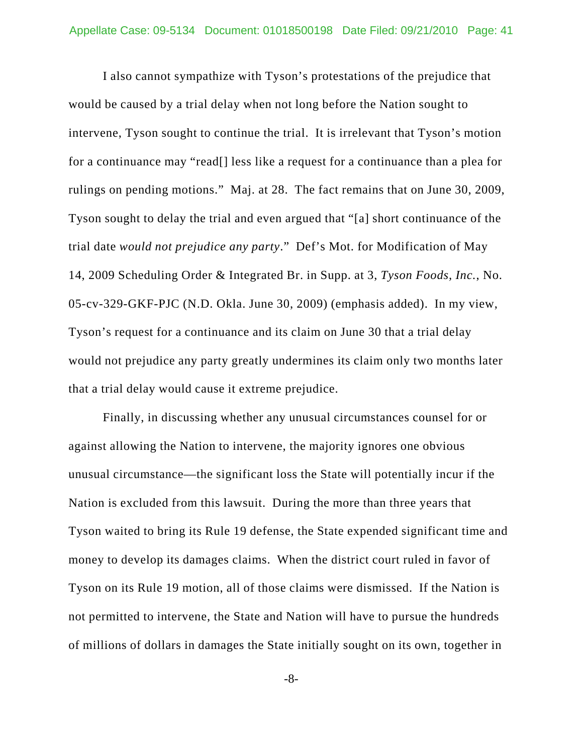I also cannot sympathize with Tyson's protestations of the prejudice that would be caused by a trial delay when not long before the Nation sought to intervene, Tyson sought to continue the trial. It is irrelevant that Tyson's motion for a continuance may "read[] less like a request for a continuance than a plea for rulings on pending motions." Maj. at 28. The fact remains that on June 30, 2009, Tyson sought to delay the trial and even argued that "[a] short continuance of the trial date *would not prejudice any party*." Def's Mot. for Modification of May 14, 2009 Scheduling Order & Integrated Br. in Supp. at 3, *Tyson Foods, Inc.*, No. 05-cv-329-GKF-PJC (N.D. Okla. June 30, 2009) (emphasis added). In my view, Tyson's request for a continuance and its claim on June 30 that a trial delay would not prejudice any party greatly undermines its claim only two months later that a trial delay would cause it extreme prejudice.

Finally, in discussing whether any unusual circumstances counsel for or against allowing the Nation to intervene, the majority ignores one obvious unusual circumstance—the significant loss the State will potentially incur if the Nation is excluded from this lawsuit. During the more than three years that Tyson waited to bring its Rule 19 defense, the State expended significant time and money to develop its damages claims. When the district court ruled in favor of Tyson on its Rule 19 motion, all of those claims were dismissed. If the Nation is not permitted to intervene, the State and Nation will have to pursue the hundreds of millions of dollars in damages the State initially sought on its own, together in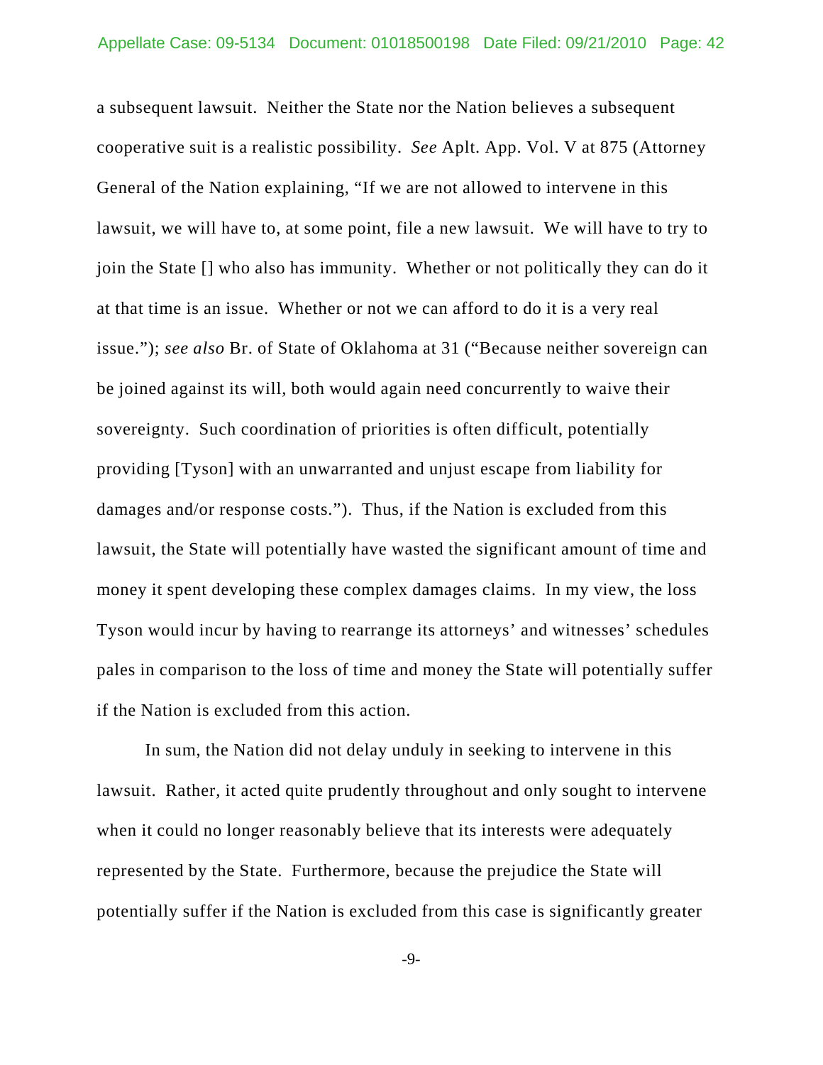a subsequent lawsuit. Neither the State nor the Nation believes a subsequent cooperative suit is a realistic possibility. *See* Aplt. App. Vol. V at 875 (Attorney General of the Nation explaining, "If we are not allowed to intervene in this lawsuit, we will have to, at some point, file a new lawsuit. We will have to try to join the State [] who also has immunity. Whether or not politically they can do it at that time is an issue. Whether or not we can afford to do it is a very real issue."); *see also* Br. of State of Oklahoma at 31 ("Because neither sovereign can be joined against its will, both would again need concurrently to waive their sovereignty. Such coordination of priorities is often difficult, potentially providing [Tyson] with an unwarranted and unjust escape from liability for damages and/or response costs."). Thus, if the Nation is excluded from this lawsuit, the State will potentially have wasted the significant amount of time and money it spent developing these complex damages claims. In my view, the loss Tyson would incur by having to rearrange its attorneys' and witnesses' schedules pales in comparison to the loss of time and money the State will potentially suffer if the Nation is excluded from this action.

In sum, the Nation did not delay unduly in seeking to intervene in this lawsuit. Rather, it acted quite prudently throughout and only sought to intervene when it could no longer reasonably believe that its interests were adequately represented by the State. Furthermore, because the prejudice the State will potentially suffer if the Nation is excluded from this case is significantly greater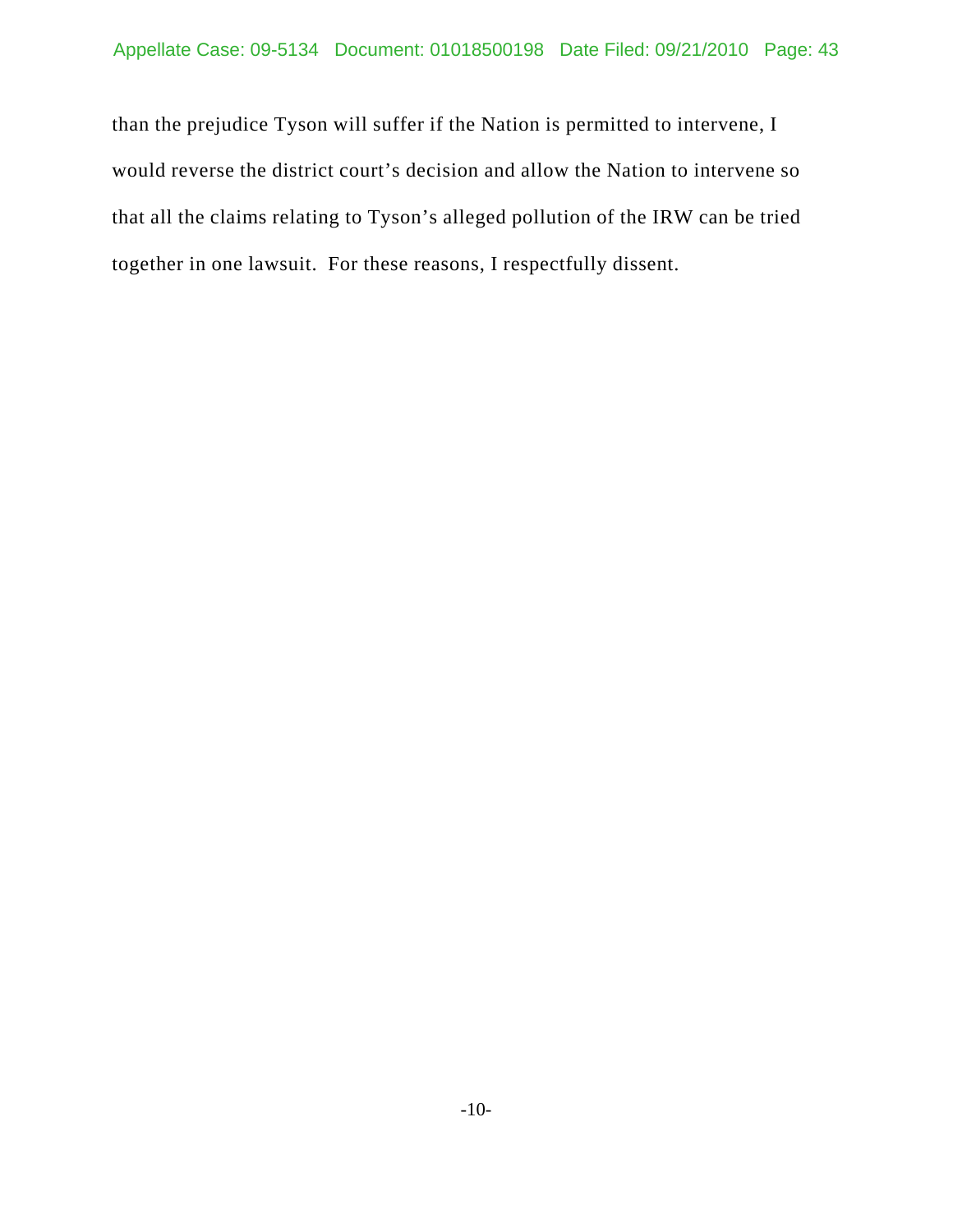than the prejudice Tyson will suffer if the Nation is permitted to intervene, I would reverse the district court's decision and allow the Nation to intervene so that all the claims relating to Tyson's alleged pollution of the IRW can be tried together in one lawsuit. For these reasons, I respectfully dissent.